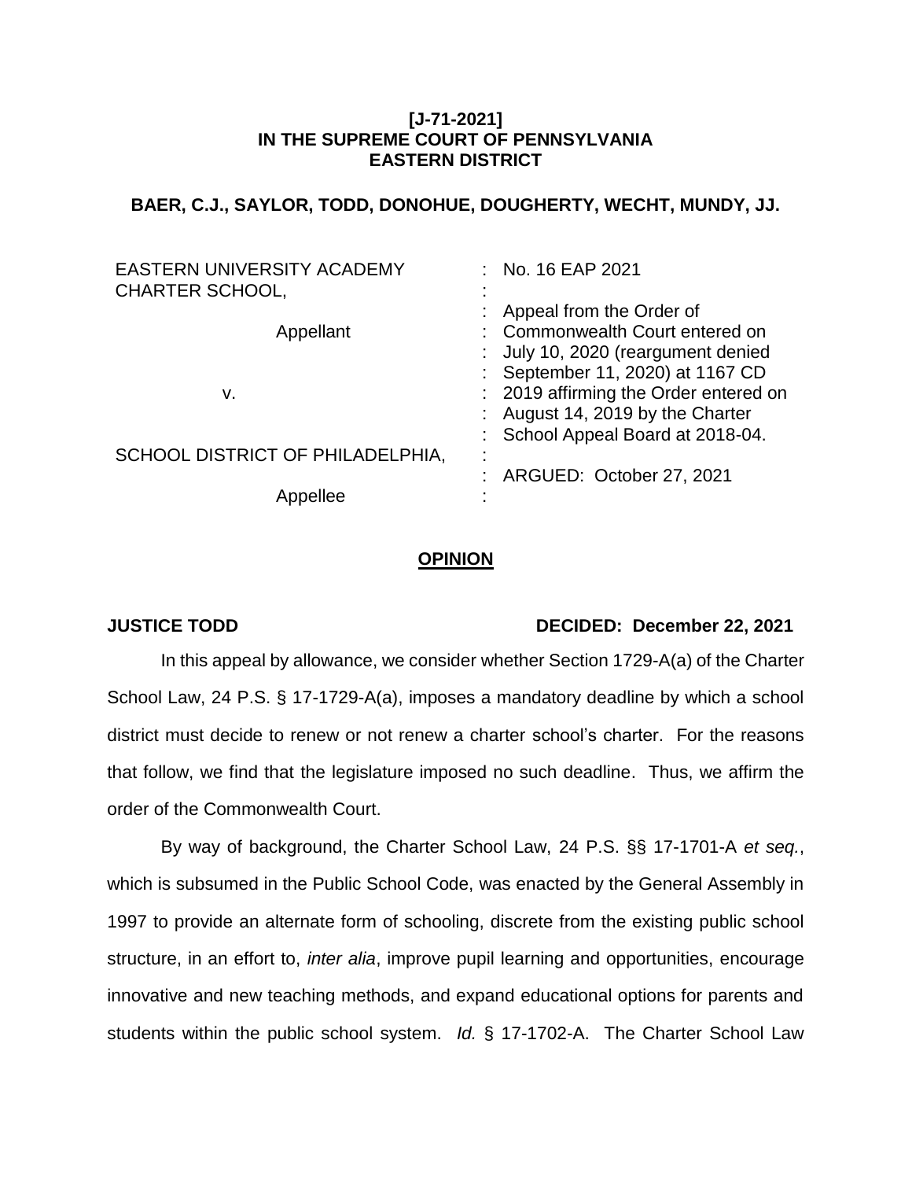**[J-71-2021]**
**IN THE SUPREME COURT OF PENNSYLVANIA**
**EASTERN DISTRICT**

**BAER, C.J., SAYLOR, TODD, DONOHUE, DOUGHERTY, WECHT, MUNDY, JJ.**

| | | |
|---|---|---|
| EASTERN UNIVERSITY ACADEMY CHARTER SCHOOL, | : | No. 16 EAP 2021 |
| Appellant | : | Appeal from the Order of Commonwealth Court entered on July 10, 2020 (reargument denied September 11, 2020) at 1167 CD 2019 affirming the Order entered on August 14, 2019 by the Charter School Appeal Board at 2018-04. |
| v. | : | |
| SCHOOL DISTRICT OF PHILADELPHIA, | : | ARGUED: October 27, 2021 |
| Appellee | : | |

## OPINION

**JUSTICE TODD** **DECIDED: December 22, 2021**

In this appeal by allowance, we consider whether Section 1729-A(a) of the Charter School Law, 24 P.S. § 17-1729-A(a), imposes a mandatory deadline by which a school district must decide to renew or not renew a charter school's charter. For the reasons that follow, we find that the legislature imposed no such deadline. Thus, we affirm the order of the Commonwealth Court.

By way of background, the Charter School Law, 24 P.S. §§ 17-1701-A *et seq.*, which is subsumed in the Public School Code, was enacted by the General Assembly in 1997 to provide an alternate form of schooling, discrete from the existing public school structure, in an effort to, *inter alia*, improve pupil learning and opportunities, encourage innovative and new teaching methods, and expand educational options for parents and students within the public school system. *Id.* § 17-1702-A. The Charter School Law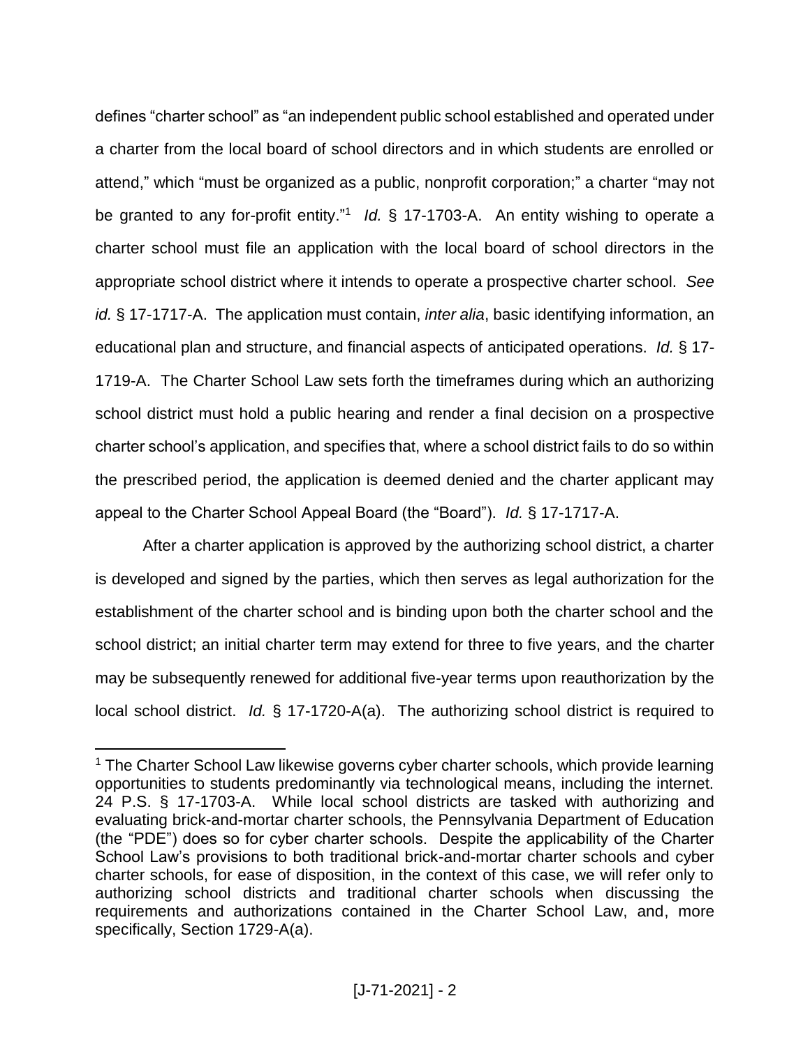defines "charter school" as "an independent public school established and operated under a charter from the local board of school directors and in which students are enrolled or attend," which "must be organized as a public, nonprofit corporation;" a charter "may not be granted to any for-profit entity."[1] *Id.* § 17-1703-A. An entity wishing to operate a charter school must file an application with the local board of school directors in the appropriate school district where it intends to operate a prospective charter school. *See id.* § 17-1717-A. The application must contain, *inter alia*, basic identifying information, an educational plan and structure, and financial aspects of anticipated operations. *Id.* § 17-1719-A. The Charter School Law sets forth the timeframes during which an authorizing school district must hold a public hearing and render a final decision on a prospective charter school's application, and specifies that, where a school district fails to do so within the prescribed period, the application is deemed denied and the charter applicant may appeal to the Charter School Appeal Board (the "Board"). *Id.* § 17-1717-A.

After a charter application is approved by the authorizing school district, a charter is developed and signed by the parties, which then serves as legal authorization for the establishment of the charter school and is binding upon both the charter school and the school district; an initial charter term may extend for three to five years, and the charter may be subsequently renewed for additional five-year terms upon reauthorization by the local school district. *Id.* § 17-1720-A(a). The authorizing school district is required to

---

[1] The Charter School Law likewise governs cyber charter schools, which provide learning opportunities to students predominantly via technological means, including the internet. 24 P.S. § 17-1703-A. While local school districts are tasked with authorizing and evaluating brick-and-mortar charter schools, the Pennsylvania Department of Education (the "PDE") does so for cyber charter schools. Despite the applicability of the Charter School Law's provisions to both traditional brick-and-mortar charter schools and cyber charter schools, for ease of disposition, in the context of this case, we will refer only to authorizing school districts and traditional charter schools when discussing the requirements and authorizations contained in the Charter School Law, and, more specifically, Section 1729-A(a).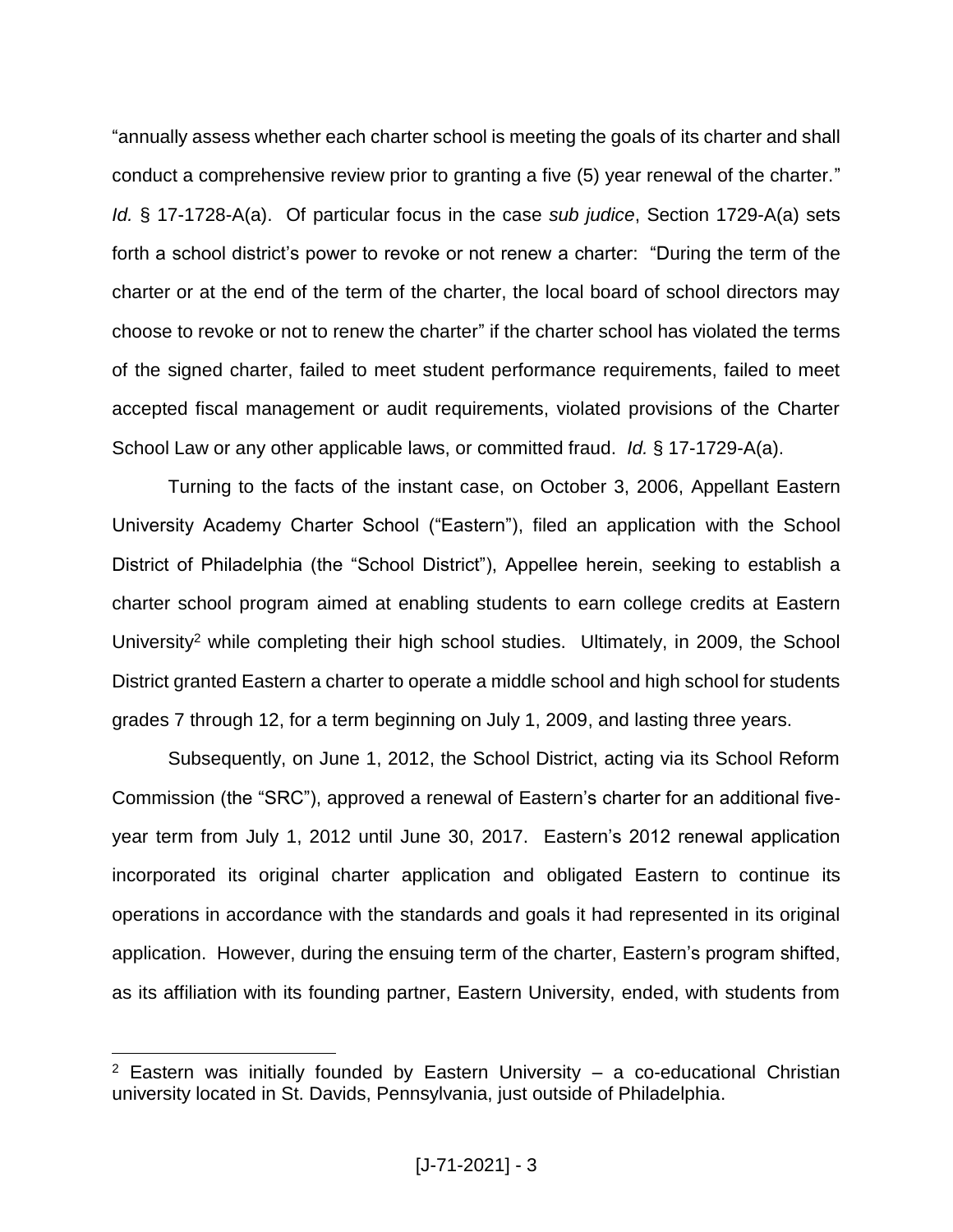"annually assess whether each charter school is meeting the goals of its charter and shall conduct a comprehensive review prior to granting a five (5) year renewal of the charter." *Id.* § 17-1728-A(a). Of particular focus in the case *sub judice*, Section 1729-A(a) sets forth a school district's power to revoke or not renew a charter: "During the term of the charter or at the end of the term of the charter, the local board of school directors may choose to revoke or not to renew the charter" if the charter school has violated the terms of the signed charter, failed to meet student performance requirements, failed to meet accepted fiscal management or audit requirements, violated provisions of the Charter School Law or any other applicable laws, or committed fraud. *Id.* § 17-1729-A(a).

Turning to the facts of the instant case, on October 3, 2006, Appellant Eastern University Academy Charter School ("Eastern"), filed an application with the School District of Philadelphia (the "School District"), Appellee herein, seeking to establish a charter school program aimed at enabling students to earn college credits at Eastern University[2] while completing their high school studies. Ultimately, in 2009, the School District granted Eastern a charter to operate a middle school and high school for students grades 7 through 12, for a term beginning on July 1, 2009, and lasting three years.

Subsequently, on June 1, 2012, the School District, acting via its School Reform Commission (the "SRC"), approved a renewal of Eastern's charter for an additional five-year term from July 1, 2012 until June 30, 2017. Eastern's 2012 renewal application incorporated its original charter application and obligated Eastern to continue its operations in accordance with the standards and goals it had represented in its original application. However, during the ensuing term of the charter, Eastern's program shifted, as its affiliation with its founding partner, Eastern University, ended, with students from

[2] Eastern was initially founded by Eastern University – a co-educational Christian university located in St. Davids, Pennsylvania, just outside of Philadelphia.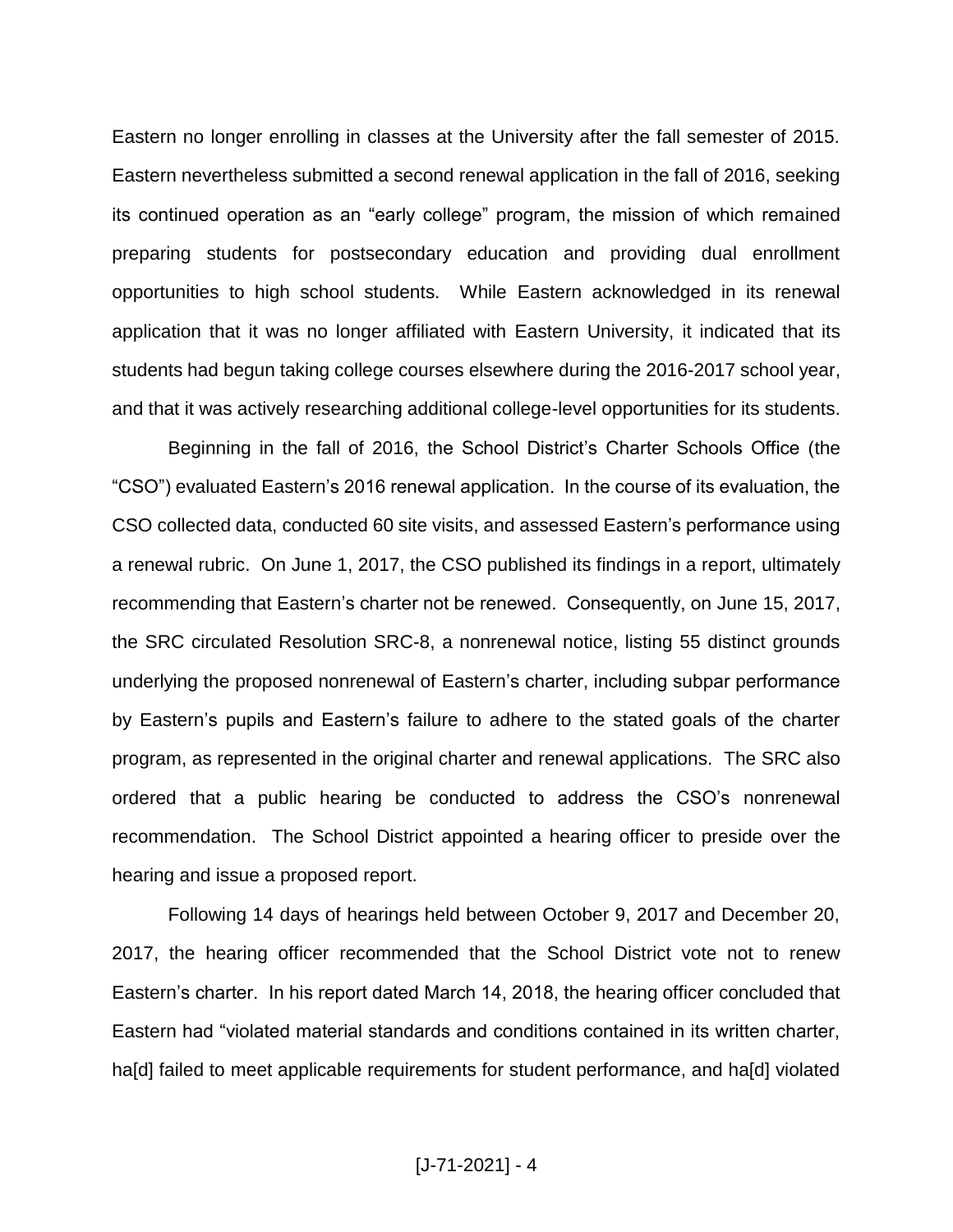Eastern no longer enrolling in classes at the University after the fall semester of 2015. Eastern nevertheless submitted a second renewal application in the fall of 2016, seeking its continued operation as an "early college" program, the mission of which remained preparing students for postsecondary education and providing dual enrollment opportunities to high school students. While Eastern acknowledged in its renewal application that it was no longer affiliated with Eastern University, it indicated that its students had begun taking college courses elsewhere during the 2016-2017 school year, and that it was actively researching additional college-level opportunities for its students.

Beginning in the fall of 2016, the School District's Charter Schools Office (the "CSO") evaluated Eastern's 2016 renewal application. In the course of its evaluation, the CSO collected data, conducted 60 site visits, and assessed Eastern's performance using a renewal rubric. On June 1, 2017, the CSO published its findings in a report, ultimately recommending that Eastern's charter not be renewed. Consequently, on June 15, 2017, the SRC circulated Resolution SRC-8, a nonrenewal notice, listing 55 distinct grounds underlying the proposed nonrenewal of Eastern's charter, including subpar performance by Eastern's pupils and Eastern's failure to adhere to the stated goals of the charter program, as represented in the original charter and renewal applications. The SRC also ordered that a public hearing be conducted to address the CSO's nonrenewal recommendation. The School District appointed a hearing officer to preside over the hearing and issue a proposed report.

Following 14 days of hearings held between October 9, 2017 and December 20, 2017, the hearing officer recommended that the School District vote not to renew Eastern's charter. In his report dated March 14, 2018, the hearing officer concluded that Eastern had "violated material standards and conditions contained in its written charter, ha[d] failed to meet applicable requirements for student performance, and ha[d] violated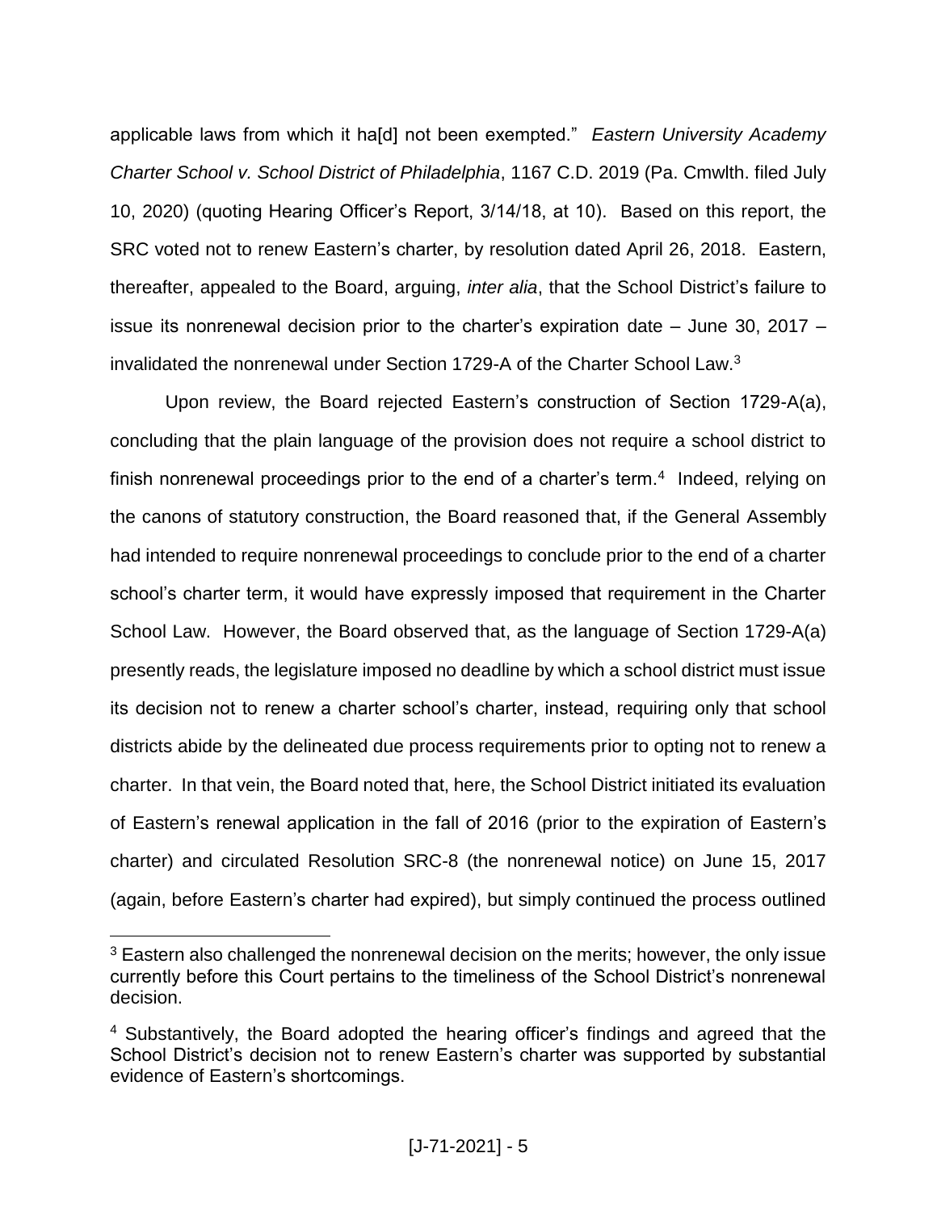applicable laws from which it ha[d] not been exempted." *Eastern University Academy Charter School v. School District of Philadelphia*, 1167 C.D. 2019 (Pa. Cmwlth. filed July 10, 2020) (quoting Hearing Officer's Report, 3/14/18, at 10). Based on this report, the SRC voted not to renew Eastern's charter, by resolution dated April 26, 2018. Eastern, thereafter, appealed to the Board, arguing, *inter alia*, that the School District's failure to issue its nonrenewal decision prior to the charter's expiration date – June 30, 2017 – invalidated the nonrenewal under Section 1729-A of the Charter School Law.[3]

Upon review, the Board rejected Eastern's construction of Section 1729-A(a), concluding that the plain language of the provision does not require a school district to finish nonrenewal proceedings prior to the end of a charter's term.[4] Indeed, relying on the canons of statutory construction, the Board reasoned that, if the General Assembly had intended to require nonrenewal proceedings to conclude prior to the end of a charter school's charter term, it would have expressly imposed that requirement in the Charter School Law. However, the Board observed that, as the language of Section 1729-A(a) presently reads, the legislature imposed no deadline by which a school district must issue its decision not to renew a charter school's charter, instead, requiring only that school districts abide by the delineated due process requirements prior to opting not to renew a charter. In that vein, the Board noted that, here, the School District initiated its evaluation of Eastern's renewal application in the fall of 2016 (prior to the expiration of Eastern's charter) and circulated Resolution SRC-8 (the nonrenewal notice) on June 15, 2017 (again, before Eastern's charter had expired), but simply continued the process outlined

[3] Eastern also challenged the nonrenewal decision on the merits; however, the only issue currently before this Court pertains to the timeliness of the School District's nonrenewal decision.

[4] Substantively, the Board adopted the hearing officer's findings and agreed that the School District's decision not to renew Eastern's charter was supported by substantial evidence of Eastern's shortcomings.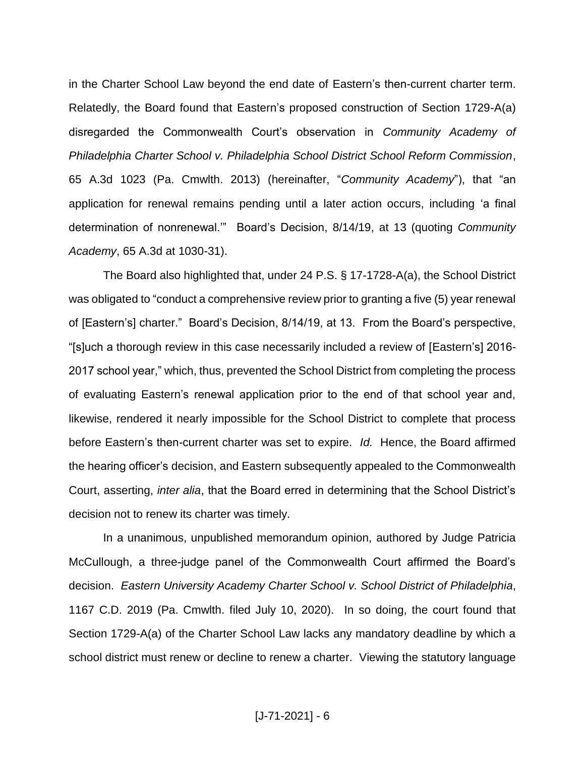in the Charter School Law beyond the end date of Eastern's then-current charter term. Relatedly, the Board found that Eastern's proposed construction of Section 1729-A(a) disregarded the Commonwealth Court's observation in *Community Academy of Philadelphia Charter School v. Philadelphia School District School Reform Commission*, 65 A.3d 1023 (Pa. Cmwlth. 2013) (hereinafter, "*Community Academy*"), that "an application for renewal remains pending until a later action occurs, including 'a final determination of nonrenewal.'" Board's Decision, 8/14/19, at 13 (quoting *Community Academy*, 65 A.3d at 1030-31).

The Board also highlighted that, under 24 P.S. § 17-1728-A(a), the School District was obligated to "conduct a comprehensive review prior to granting a five (5) year renewal of [Eastern's] charter." Board's Decision, 8/14/19, at 13. From the Board's perspective, "[s]uch a thorough review in this case necessarily included a review of [Eastern's] 2016-2017 school year," which, thus, prevented the School District from completing the process of evaluating Eastern's renewal application prior to the end of that school year and, likewise, rendered it nearly impossible for the School District to complete that process before Eastern's then-current charter was set to expire. *Id.* Hence, the Board affirmed the hearing officer's decision, and Eastern subsequently appealed to the Commonwealth Court, asserting, *inter alia*, that the Board erred in determining that the School District's decision not to renew its charter was timely.

In a unanimous, unpublished memorandum opinion, authored by Judge Patricia McCullough, a three-judge panel of the Commonwealth Court affirmed the Board's decision. *Eastern University Academy Charter School v. School District of Philadelphia*, 1167 C.D. 2019 (Pa. Cmwlth. filed July 10, 2020). In so doing, the court found that Section 1729-A(a) of the Charter School Law lacks any mandatory deadline by which a school district must renew or decline to renew a charter. Viewing the statutory language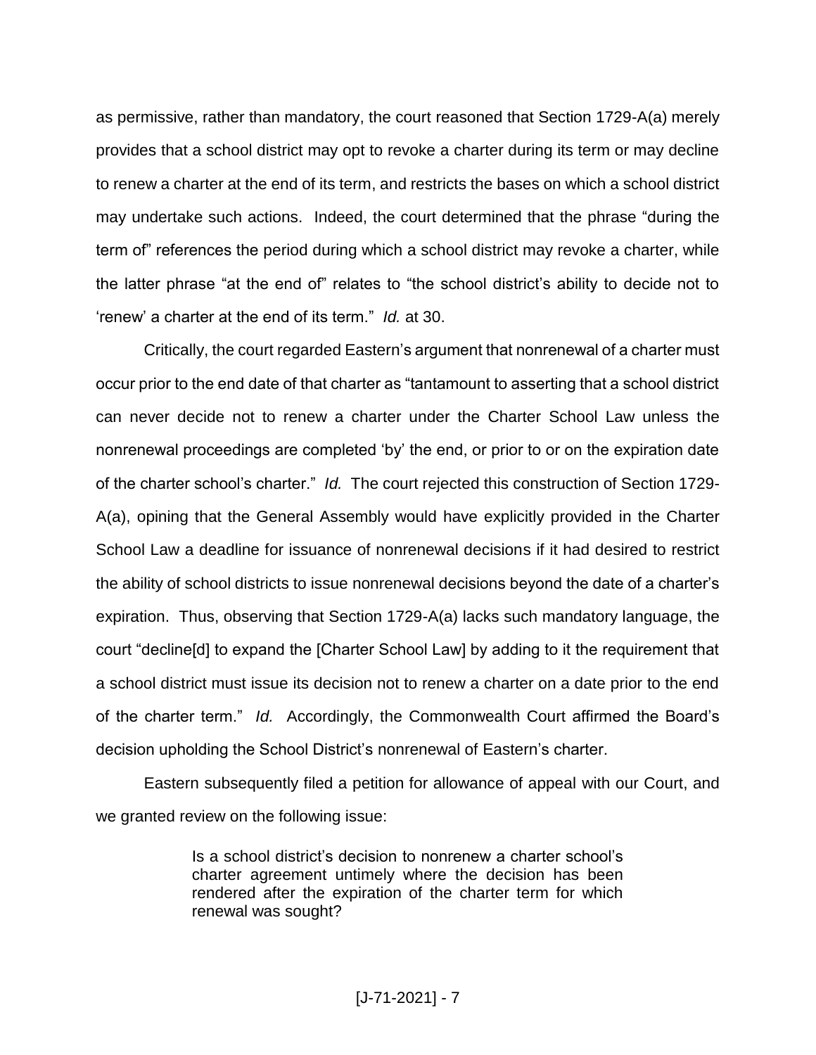as permissive, rather than mandatory, the court reasoned that Section 1729-A(a) merely provides that a school district may opt to revoke a charter during its term or may decline to renew a charter at the end of its term, and restricts the bases on which a school district may undertake such actions. Indeed, the court determined that the phrase "during the term of" references the period during which a school district may revoke a charter, while the latter phrase "at the end of" relates to "the school district's ability to decide not to 'renew' a charter at the end of its term." *Id.* at 30.

Critically, the court regarded Eastern's argument that nonrenewal of a charter must occur prior to the end date of that charter as "tantamount to asserting that a school district can never decide not to renew a charter under the Charter School Law unless the nonrenewal proceedings are completed 'by' the end, or prior to or on the expiration date of the charter school's charter." *Id.* The court rejected this construction of Section 1729-A(a), opining that the General Assembly would have explicitly provided in the Charter School Law a deadline for issuance of nonrenewal decisions if it had desired to restrict the ability of school districts to issue nonrenewal decisions beyond the date of a charter's expiration. Thus, observing that Section 1729-A(a) lacks such mandatory language, the court "decline[d] to expand the [Charter School Law] by adding to it the requirement that a school district must issue its decision not to renew a charter on a date prior to the end of the charter term." *Id.* Accordingly, the Commonwealth Court affirmed the Board's decision upholding the School District's nonrenewal of Eastern's charter.

Eastern subsequently filed a petition for allowance of appeal with our Court, and we granted review on the following issue:

> Is a school district's decision to nonrenew a charter school's charter agreement untimely where the decision has been rendered after the expiration of the charter term for which renewal was sought?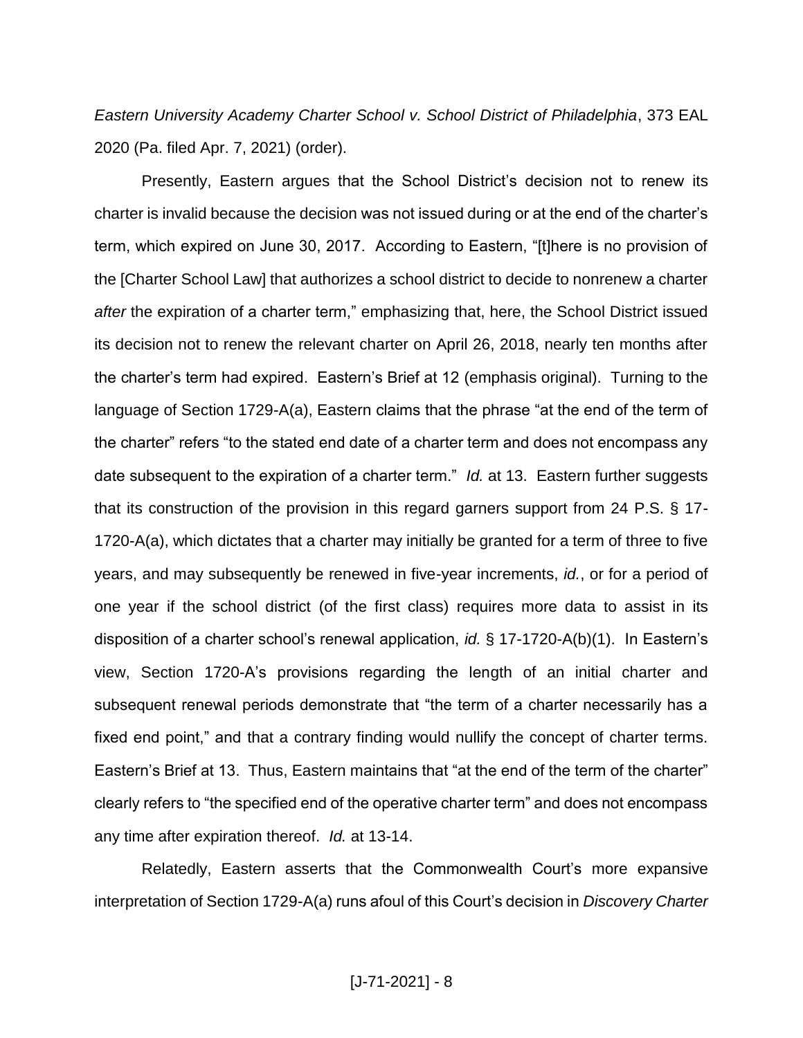*Eastern University Academy Charter School v. School District of Philadelphia*, 373 EAL 2020 (Pa. filed Apr. 7, 2021) (order).

Presently, Eastern argues that the School District's decision not to renew its charter is invalid because the decision was not issued during or at the end of the charter's term, which expired on June 30, 2017. According to Eastern, "[t]here is no provision of the [Charter School Law] that authorizes a school district to decide to nonrenew a charter *after* the expiration of a charter term," emphasizing that, here, the School District issued its decision not to renew the relevant charter on April 26, 2018, nearly ten months after the charter's term had expired. Eastern's Brief at 12 (emphasis original). Turning to the language of Section 1729-A(a), Eastern claims that the phrase "at the end of the term of the charter" refers "to the stated end date of a charter term and does not encompass any date subsequent to the expiration of a charter term." *Id.* at 13. Eastern further suggests that its construction of the provision in this regard garners support from 24 P.S. § 17-1720-A(a), which dictates that a charter may initially be granted for a term of three to five years, and may subsequently be renewed in five-year increments, *id.*, or for a period of one year if the school district (of the first class) requires more data to assist in its disposition of a charter school's renewal application, *id.* § 17-1720-A(b)(1). In Eastern's view, Section 1720-A's provisions regarding the length of an initial charter and subsequent renewal periods demonstrate that "the term of a charter necessarily has a fixed end point," and that a contrary finding would nullify the concept of charter terms. Eastern's Brief at 13. Thus, Eastern maintains that "at the end of the term of the charter" clearly refers to "the specified end of the operative charter term" and does not encompass any time after expiration thereof. *Id.* at 13-14.

Relatedly, Eastern asserts that the Commonwealth Court's more expansive interpretation of Section 1729-A(a) runs afoul of this Court's decision in *Discovery Charter*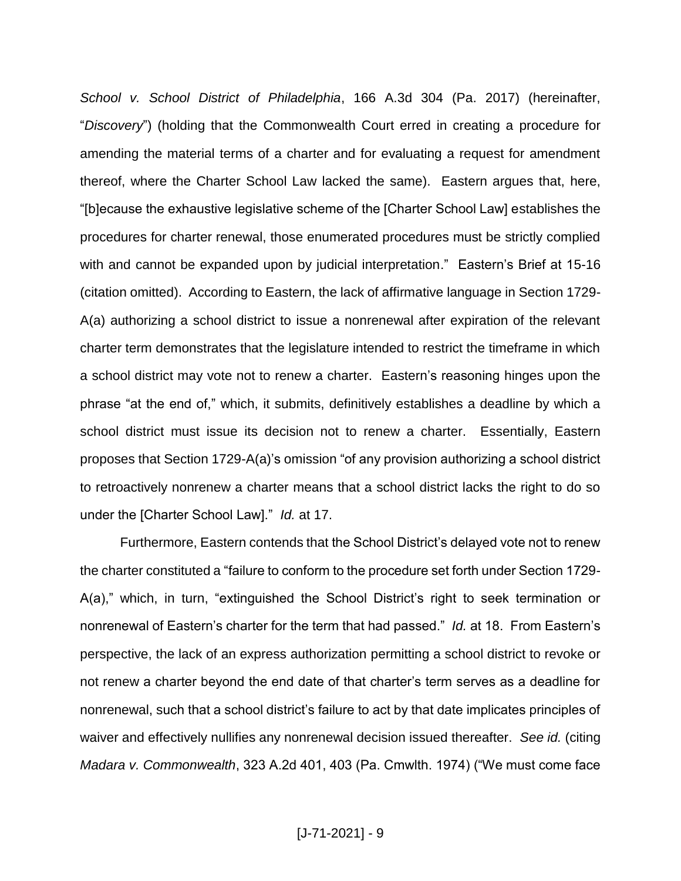*School v. School District of Philadelphia*, 166 A.3d 304 (Pa. 2017) (hereinafter, "*Discovery*") (holding that the Commonwealth Court erred in creating a procedure for amending the material terms of a charter and for evaluating a request for amendment thereof, where the Charter School Law lacked the same). Eastern argues that, here, "[b]ecause the exhaustive legislative scheme of the [Charter School Law] establishes the procedures for charter renewal, those enumerated procedures must be strictly complied with and cannot be expanded upon by judicial interpretation." Eastern's Brief at 15-16 (citation omitted). According to Eastern, the lack of affirmative language in Section 1729-A(a) authorizing a school district to issue a nonrenewal after expiration of the relevant charter term demonstrates that the legislature intended to restrict the timeframe in which a school district may vote not to renew a charter. Eastern's reasoning hinges upon the phrase "at the end of," which, it submits, definitively establishes a deadline by which a school district must issue its decision not to renew a charter. Essentially, Eastern proposes that Section 1729-A(a)'s omission "of any provision authorizing a school district to retroactively nonrenew a charter means that a school district lacks the right to do so under the [Charter School Law]." *Id.* at 17.

Furthermore, Eastern contends that the School District's delayed vote not to renew the charter constituted a "failure to conform to the procedure set forth under Section 1729-A(a)," which, in turn, "extinguished the School District's right to seek termination or nonrenewal of Eastern's charter for the term that had passed." *Id.* at 18. From Eastern's perspective, the lack of an express authorization permitting a school district to revoke or not renew a charter beyond the end date of that charter's term serves as a deadline for nonrenewal, such that a school district's failure to act by that date implicates principles of waiver and effectively nullifies any nonrenewal decision issued thereafter. *See id.* (citing *Madara v. Commonwealth*, 323 A.2d 401, 403 (Pa. Cmwlth. 1974) ("We must come face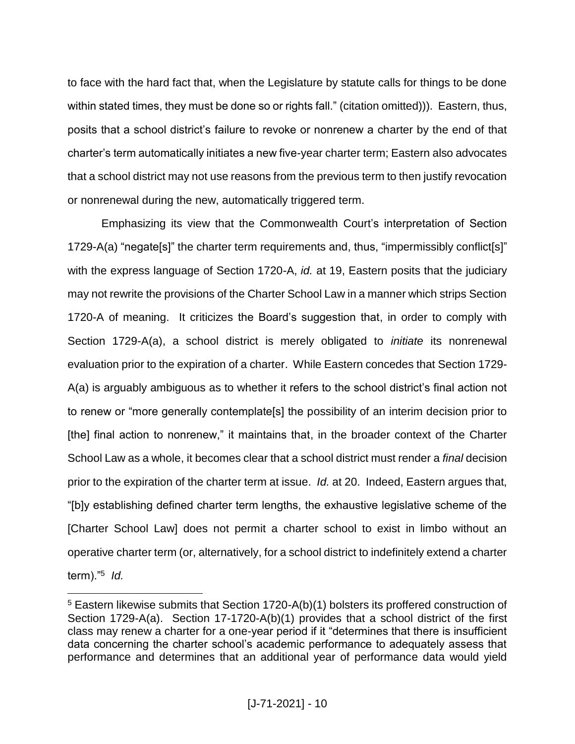to face with the hard fact that, when the Legislature by statute calls for things to be done within stated times, they must be done so or rights fall." (citation omitted))). Eastern, thus, posits that a school district's failure to revoke or nonrenew a charter by the end of that charter's term automatically initiates a new five-year charter term; Eastern also advocates that a school district may not use reasons from the previous term to then justify revocation or nonrenewal during the new, automatically triggered term.

Emphasizing its view that the Commonwealth Court's interpretation of Section 1729-A(a) "negate[s]" the charter term requirements and, thus, "impermissibly conflict[s]" with the express language of Section 1720-A, *id.* at 19, Eastern posits that the judiciary may not rewrite the provisions of the Charter School Law in a manner which strips Section 1720-A of meaning. It criticizes the Board's suggestion that, in order to comply with Section 1729-A(a), a school district is merely obligated to *initiate* its nonrenewal evaluation prior to the expiration of a charter. While Eastern concedes that Section 1729-A(a) is arguably ambiguous as to whether it refers to the school district's final action not to renew or "more generally contemplate[s] the possibility of an interim decision prior to [the] final action to nonrenew," it maintains that, in the broader context of the Charter School Law as a whole, it becomes clear that a school district must render a *final* decision prior to the expiration of the charter term at issue. *Id.* at 20. Indeed, Eastern argues that, "[b]y establishing defined charter term lengths, the exhaustive legislative scheme of the [Charter School Law] does not permit a charter school to exist in limbo without an operative charter term (or, alternatively, for a school district to indefinitely extend a charter term)."[5] *Id.*

[5] Eastern likewise submits that Section 1720-A(b)(1) bolsters its proffered construction of Section 1729-A(a). Section 17-1720-A(b)(1) provides that a school district of the first class may renew a charter for a one-year period if it "determines that there is insufficient data concerning the charter school's academic performance to adequately assess that performance and determines that an additional year of performance data would yield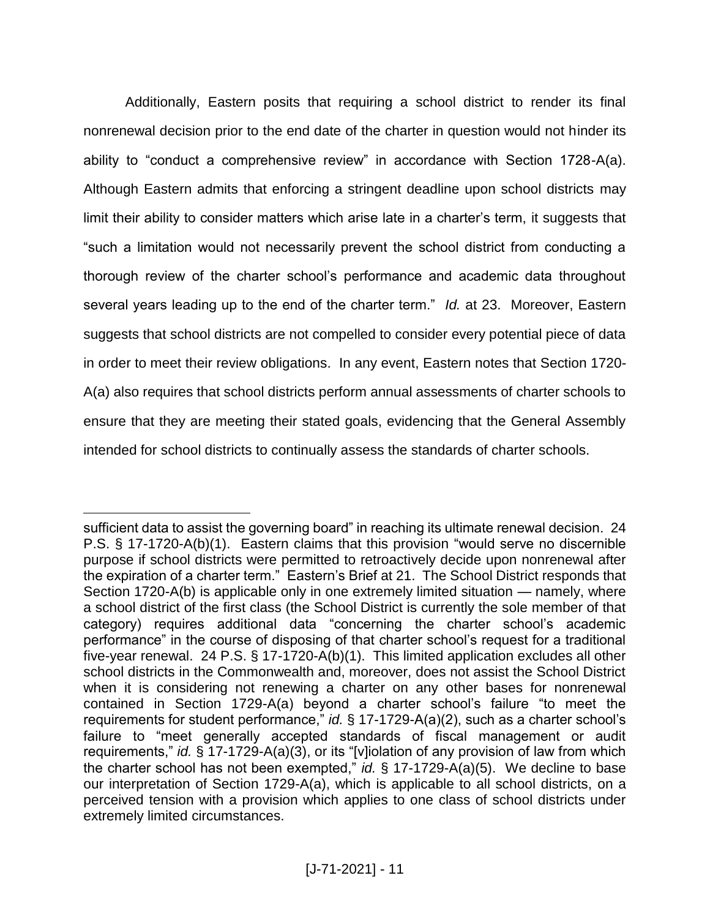Additionally, Eastern posits that requiring a school district to render its final nonrenewal decision prior to the end date of the charter in question would not hinder its ability to "conduct a comprehensive review" in accordance with Section 1728-A(a). Although Eastern admits that enforcing a stringent deadline upon school districts may limit their ability to consider matters which arise late in a charter's term, it suggests that "such a limitation would not necessarily prevent the school district from conducting a thorough review of the charter school's performance and academic data throughout several years leading up to the end of the charter term." *Id.* at 23. Moreover, Eastern suggests that school districts are not compelled to consider every potential piece of data in order to meet their review obligations. In any event, Eastern notes that Section 1720-A(a) also requires that school districts perform annual assessments of charter schools to ensure that they are meeting their stated goals, evidencing that the General Assembly intended for school districts to continually assess the standards of charter schools.

---

sufficient data to assist the governing board" in reaching its ultimate renewal decision. 24 P.S. § 17-1720-A(b)(1). Eastern claims that this provision "would serve no discernible purpose if school districts were permitted to retroactively decide upon nonrenewal after the expiration of a charter term." Eastern's Brief at 21. The School District responds that Section 1720-A(b) is applicable only in one extremely limited situation — namely, where a school district of the first class (the School District is currently the sole member of that category) requires additional data "concerning the charter school's academic performance" in the course of disposing of that charter school's request for a traditional five-year renewal. 24 P.S. § 17-1720-A(b)(1). This limited application excludes all other school districts in the Commonwealth and, moreover, does not assist the School District when it is considering not renewing a charter on any other bases for nonrenewal contained in Section 1729-A(a) beyond a charter school's failure "to meet the requirements for student performance," *id.* § 17-1729-A(a)(2), such as a charter school's failure to "meet generally accepted standards of fiscal management or audit requirements," *id.* § 17-1729-A(a)(3), or its "[v]iolation of any provision of law from which the charter school has not been exempted," *id.* § 17-1729-A(a)(5). We decline to base our interpretation of Section 1729-A(a), which is applicable to all school districts, on a perceived tension with a provision which applies to one class of school districts under extremely limited circumstances.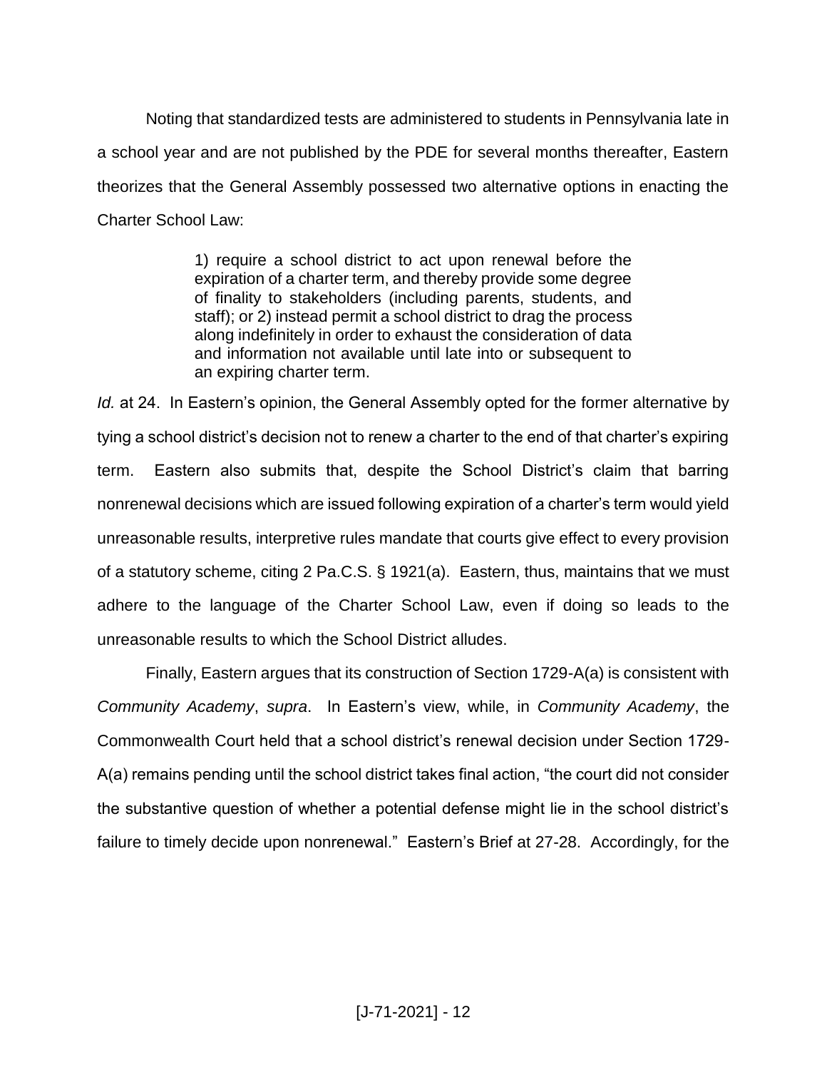Noting that standardized tests are administered to students in Pennsylvania late in a school year and are not published by the PDE for several months thereafter, Eastern theorizes that the General Assembly possessed two alternative options in enacting the Charter School Law:

> 1) require a school district to act upon renewal before the expiration of a charter term, and thereby provide some degree of finality to stakeholders (including parents, students, and staff); or 2) instead permit a school district to drag the process along indefinitely in order to exhaust the consideration of data and information not available until late into or subsequent to an expiring charter term.

*Id.* at 24. In Eastern's opinion, the General Assembly opted for the former alternative by tying a school district's decision not to renew a charter to the end of that charter's expiring term. Eastern also submits that, despite the School District's claim that barring nonrenewal decisions which are issued following expiration of a charter's term would yield unreasonable results, interpretive rules mandate that courts give effect to every provision of a statutory scheme, citing 2 Pa.C.S. § 1921(a). Eastern, thus, maintains that we must adhere to the language of the Charter School Law, even if doing so leads to the unreasonable results to which the School District alludes.

Finally, Eastern argues that its construction of Section 1729-A(a) is consistent with *Community Academy*, *supra*. In Eastern's view, while, in *Community Academy*, the Commonwealth Court held that a school district's renewal decision under Section 1729-A(a) remains pending until the school district takes final action, "the court did not consider the substantive question of whether a potential defense might lie in the school district's failure to timely decide upon nonrenewal." Eastern's Brief at 27-28. Accordingly, for the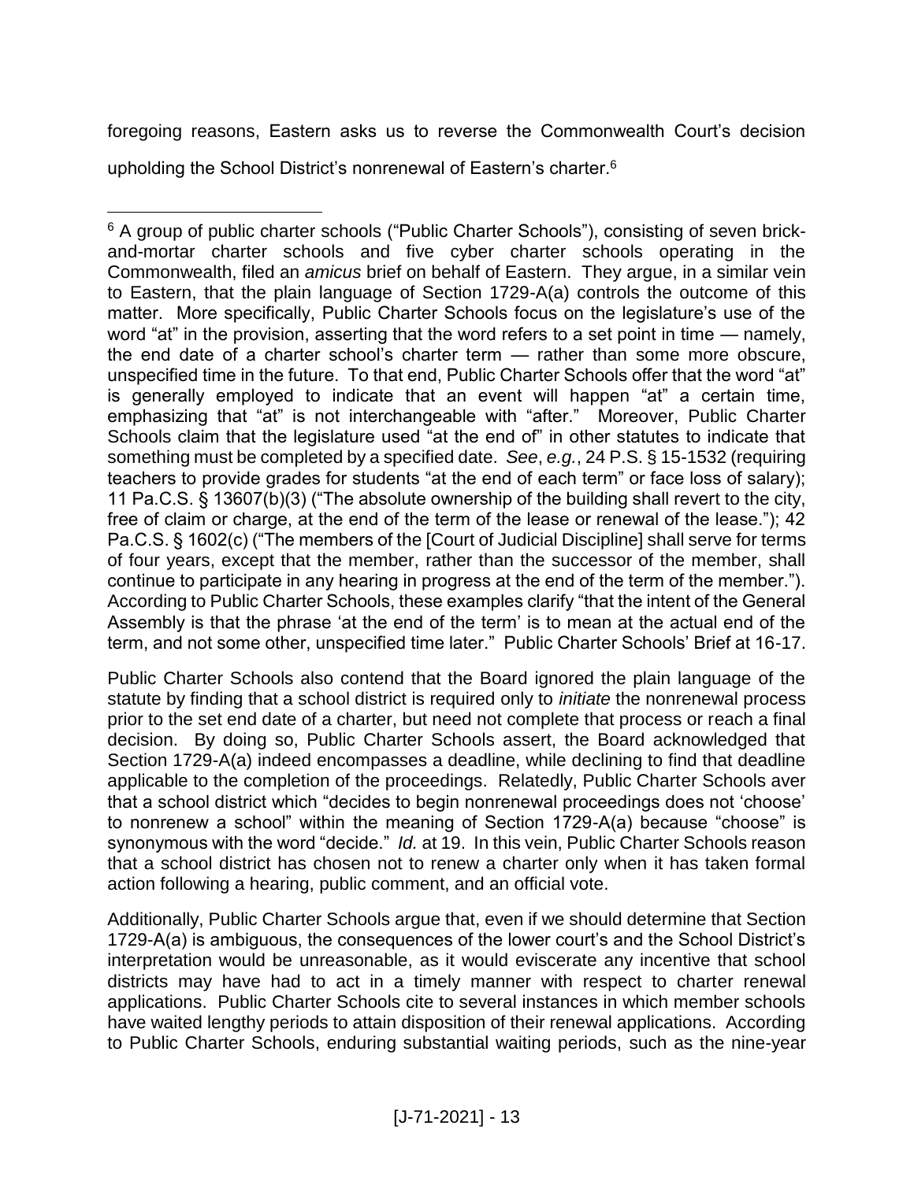foregoing reasons, Eastern asks us to reverse the Commonwealth Court's decision upholding the School District's nonrenewal of Eastern's charter.[6]

---

[6] A group of public charter schools ("Public Charter Schools"), consisting of seven brick-and-mortar charter schools and five cyber charter schools operating in the Commonwealth, filed an *amicus* brief on behalf of Eastern. They argue, in a similar vein to Eastern, that the plain language of Section 1729-A(a) controls the outcome of this matter. More specifically, Public Charter Schools focus on the legislature's use of the word "at" in the provision, asserting that the word refers to a set point in time — namely, the end date of a charter school's charter term — rather than some more obscure, unspecified time in the future. To that end, Public Charter Schools offer that the word "at" is generally employed to indicate that an event will happen "at" a certain time, emphasizing that "at" is not interchangeable with "after." Moreover, Public Charter Schools claim that the legislature used "at the end of" in other statutes to indicate that something must be completed by a specified date. *See*, *e.g.*, 24 P.S. § 15-1532 (requiring teachers to provide grades for students "at the end of each term" or face loss of salary); 11 Pa.C.S. § 13607(b)(3) ("The absolute ownership of the building shall revert to the city, free of claim or charge, at the end of the term of the lease or renewal of the lease."); 42 Pa.C.S. § 1602(c) ("The members of the [Court of Judicial Discipline] shall serve for terms of four years, except that the member, rather than the successor of the member, shall continue to participate in any hearing in progress at the end of the term of the member."). According to Public Charter Schools, these examples clarify "that the intent of the General Assembly is that the phrase 'at the end of the term' is to mean at the actual end of the term, and not some other, unspecified time later." Public Charter Schools' Brief at 16-17.

Public Charter Schools also contend that the Board ignored the plain language of the statute by finding that a school district is required only to *initiate* the nonrenewal process prior to the set end date of a charter, but need not complete that process or reach a final decision. By doing so, Public Charter Schools assert, the Board acknowledged that Section 1729-A(a) indeed encompasses a deadline, while declining to find that deadline applicable to the completion of the proceedings. Relatedly, Public Charter Schools aver that a school district which "decides to begin nonrenewal proceedings does not 'choose' to nonrenew a school" within the meaning of Section 1729-A(a) because "choose" is synonymous with the word "decide." *Id.* at 19. In this vein, Public Charter Schools reason that a school district has chosen not to renew a charter only when it has taken formal action following a hearing, public comment, and an official vote.

Additionally, Public Charter Schools argue that, even if we should determine that Section 1729-A(a) is ambiguous, the consequences of the lower court's and the School District's interpretation would be unreasonable, as it would eviscerate any incentive that school districts may have had to act in a timely manner with respect to charter renewal applications. Public Charter Schools cite to several instances in which member schools have waited lengthy periods to attain disposition of their renewal applications. According to Public Charter Schools, enduring substantial waiting periods, such as the nine-year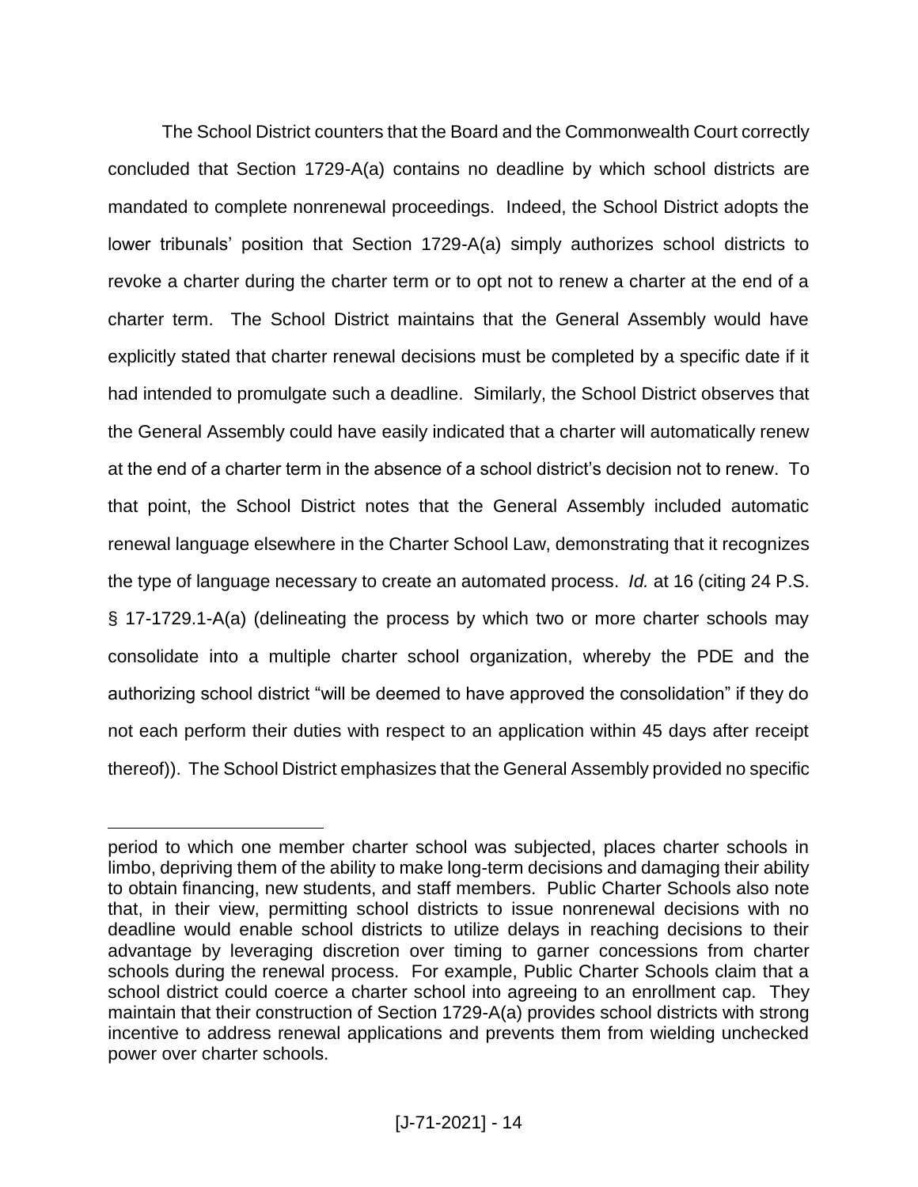The School District counters that the Board and the Commonwealth Court correctly concluded that Section 1729-A(a) contains no deadline by which school districts are mandated to complete nonrenewal proceedings. Indeed, the School District adopts the lower tribunals' position that Section 1729-A(a) simply authorizes school districts to revoke a charter during the charter term or to opt not to renew a charter at the end of a charter term. The School District maintains that the General Assembly would have explicitly stated that charter renewal decisions must be completed by a specific date if it had intended to promulgate such a deadline. Similarly, the School District observes that the General Assembly could have easily indicated that a charter will automatically renew at the end of a charter term in the absence of a school district's decision not to renew. To that point, the School District notes that the General Assembly included automatic renewal language elsewhere in the Charter School Law, demonstrating that it recognizes the type of language necessary to create an automated process. *Id.* at 16 (citing 24 P.S. § 17-1729.1-A(a) (delineating the process by which two or more charter schools may consolidate into a multiple charter school organization, whereby the PDE and the authorizing school district "will be deemed to have approved the consolidation" if they do not each perform their duties with respect to an application within 45 days after receipt thereof)). The School District emphasizes that the General Assembly provided no specific

---

period to which one member charter school was subjected, places charter schools in limbo, depriving them of the ability to make long-term decisions and damaging their ability to obtain financing, new students, and staff members. Public Charter Schools also note that, in their view, permitting school districts to issue nonrenewal decisions with no deadline would enable school districts to utilize delays in reaching decisions to their advantage by leveraging discretion over timing to garner concessions from charter schools during the renewal process. For example, Public Charter Schools claim that a school district could coerce a charter school into agreeing to an enrollment cap. They maintain that their construction of Section 1729-A(a) provides school districts with strong incentive to address renewal applications and prevents them from wielding unchecked power over charter schools.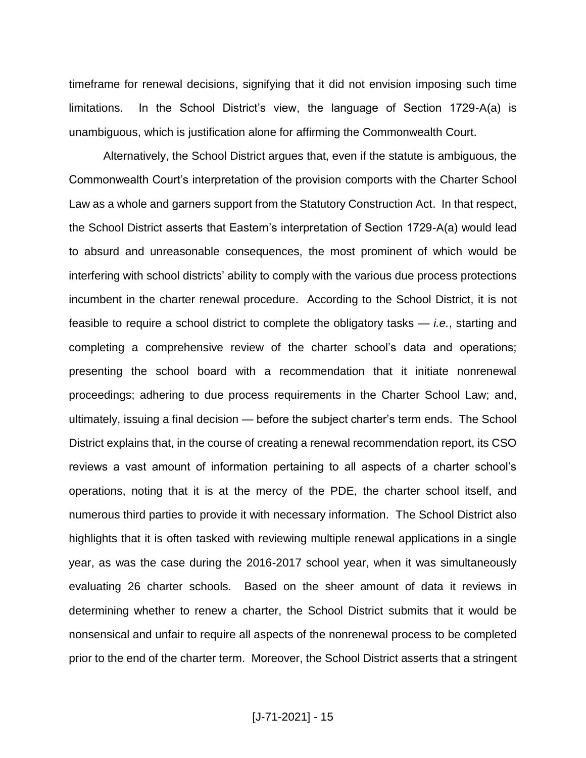timeframe for renewal decisions, signifying that it did not envision imposing such time limitations. In the School District's view, the language of Section 1729-A(a) is unambiguous, which is justification alone for affirming the Commonwealth Court.

Alternatively, the School District argues that, even if the statute is ambiguous, the Commonwealth Court's interpretation of the provision comports with the Charter School Law as a whole and garners support from the Statutory Construction Act. In that respect, the School District asserts that Eastern's interpretation of Section 1729-A(a) would lead to absurd and unreasonable consequences, the most prominent of which would be interfering with school districts' ability to comply with the various due process protections incumbent in the charter renewal procedure. According to the School District, it is not feasible to require a school district to complete the obligatory tasks — *i.e.*, starting and completing a comprehensive review of the charter school's data and operations; presenting the school board with a recommendation that it initiate nonrenewal proceedings; adhering to due process requirements in the Charter School Law; and, ultimately, issuing a final decision — before the subject charter's term ends. The School District explains that, in the course of creating a renewal recommendation report, its CSO reviews a vast amount of information pertaining to all aspects of a charter school's operations, noting that it is at the mercy of the PDE, the charter school itself, and numerous third parties to provide it with necessary information. The School District also highlights that it is often tasked with reviewing multiple renewal applications in a single year, as was the case during the 2016-2017 school year, when it was simultaneously evaluating 26 charter schools. Based on the sheer amount of data it reviews in determining whether to renew a charter, the School District submits that it would be nonsensical and unfair to require all aspects of the nonrenewal process to be completed prior to the end of the charter term. Moreover, the School District asserts that a stringent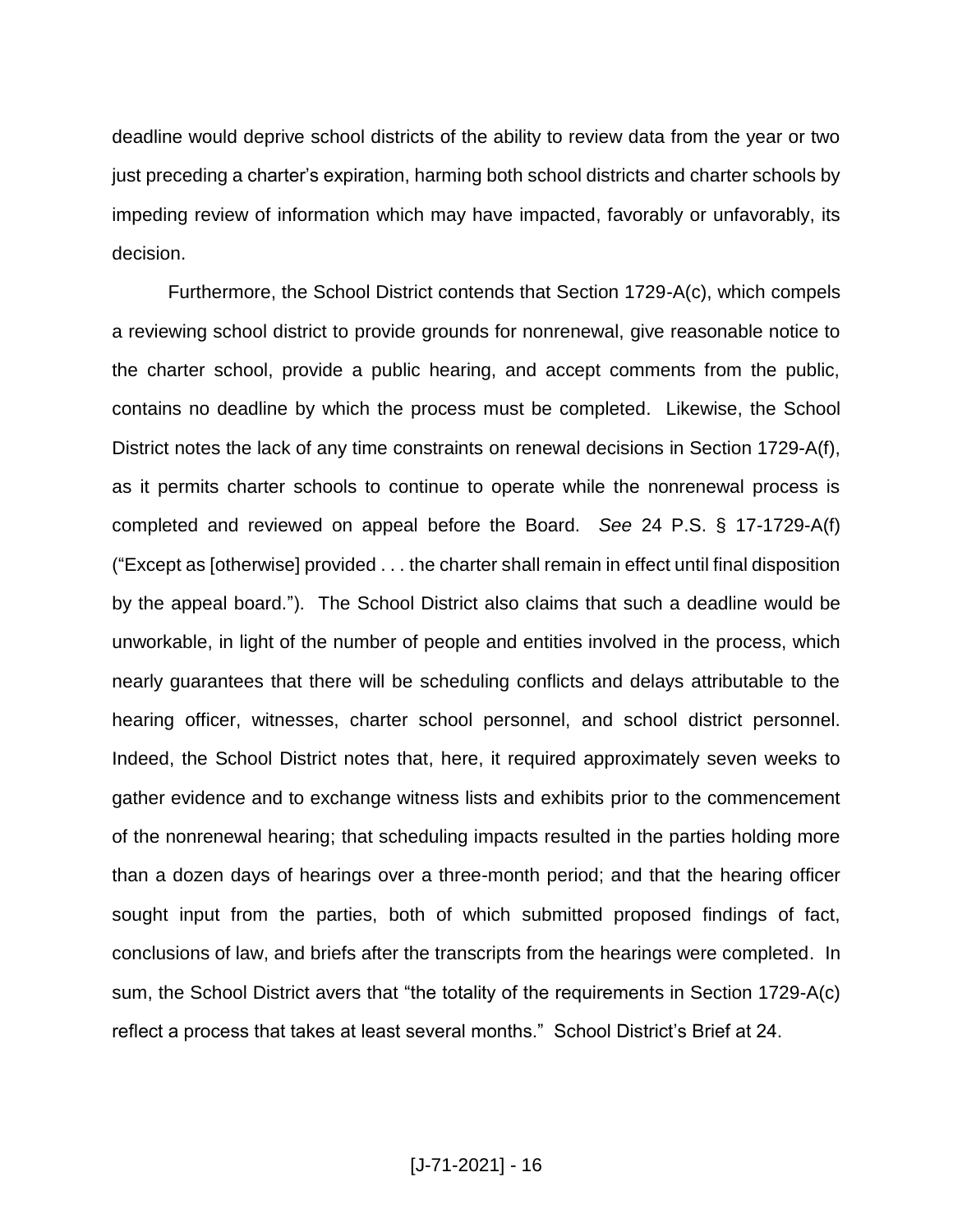deadline would deprive school districts of the ability to review data from the year or two just preceding a charter's expiration, harming both school districts and charter schools by impeding review of information which may have impacted, favorably or unfavorably, its decision.

Furthermore, the School District contends that Section 1729-A(c), which compels a reviewing school district to provide grounds for nonrenewal, give reasonable notice to the charter school, provide a public hearing, and accept comments from the public, contains no deadline by which the process must be completed. Likewise, the School District notes the lack of any time constraints on renewal decisions in Section 1729-A(f), as it permits charter schools to continue to operate while the nonrenewal process is completed and reviewed on appeal before the Board. *See* 24 P.S. § 17-1729-A(f) ("Except as [otherwise] provided . . . the charter shall remain in effect until final disposition by the appeal board."). The School District also claims that such a deadline would be unworkable, in light of the number of people and entities involved in the process, which nearly guarantees that there will be scheduling conflicts and delays attributable to the hearing officer, witnesses, charter school personnel, and school district personnel. Indeed, the School District notes that, here, it required approximately seven weeks to gather evidence and to exchange witness lists and exhibits prior to the commencement of the nonrenewal hearing; that scheduling impacts resulted in the parties holding more than a dozen days of hearings over a three-month period; and that the hearing officer sought input from the parties, both of which submitted proposed findings of fact, conclusions of law, and briefs after the transcripts from the hearings were completed. In sum, the School District avers that "the totality of the requirements in Section 1729-A(c) reflect a process that takes at least several months." School District's Brief at 24.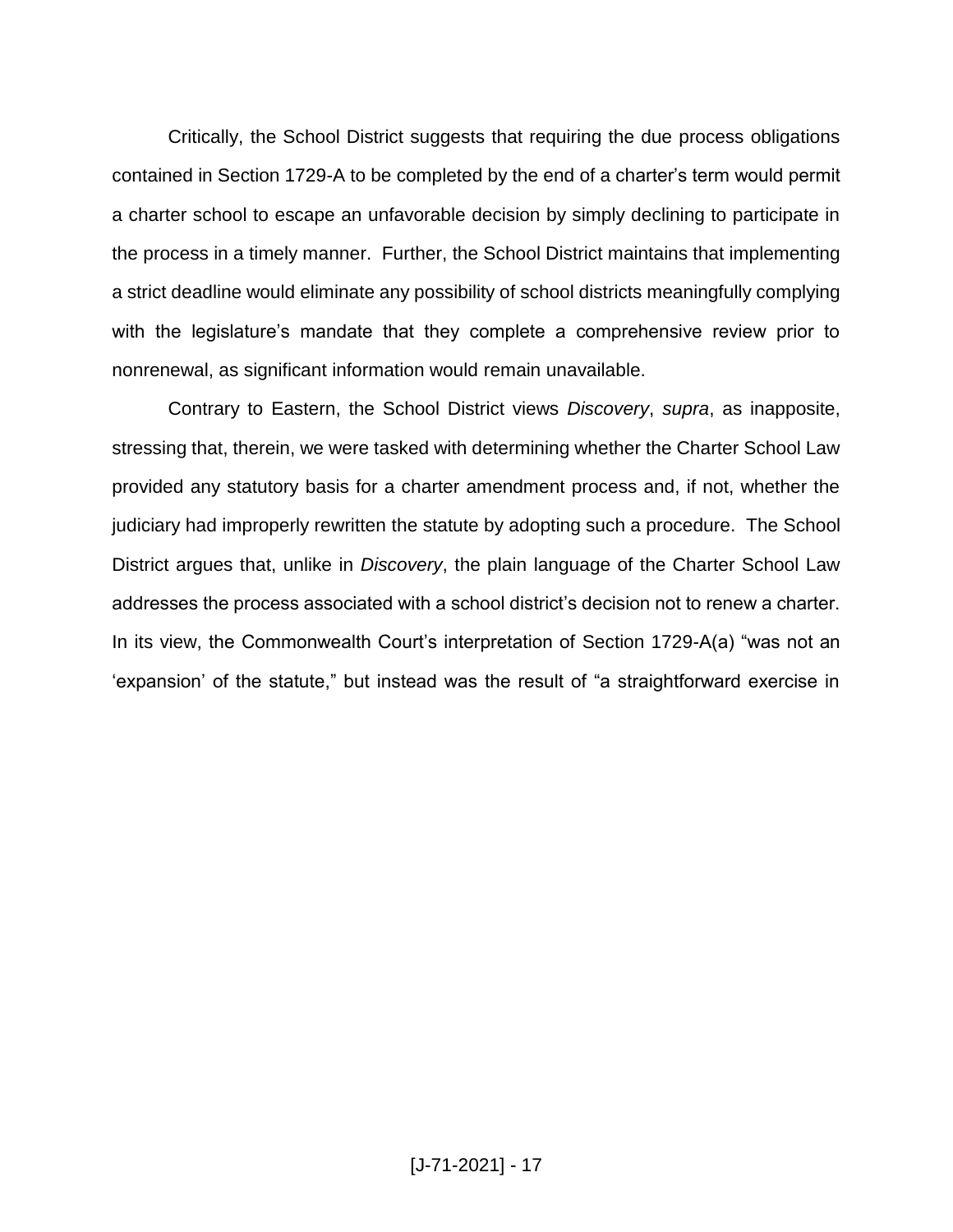Critically, the School District suggests that requiring the due process obligations contained in Section 1729-A to be completed by the end of a charter's term would permit a charter school to escape an unfavorable decision by simply declining to participate in the process in a timely manner. Further, the School District maintains that implementing a strict deadline would eliminate any possibility of school districts meaningfully complying with the legislature's mandate that they complete a comprehensive review prior to nonrenewal, as significant information would remain unavailable.

Contrary to Eastern, the School District views *Discovery*, *supra*, as inapposite, stressing that, therein, we were tasked with determining whether the Charter School Law provided any statutory basis for a charter amendment process and, if not, whether the judiciary had improperly rewritten the statute by adopting such a procedure. The School District argues that, unlike in *Discovery*, the plain language of the Charter School Law addresses the process associated with a school district's decision not to renew a charter. In its view, the Commonwealth Court's interpretation of Section 1729-A(a) "was not an 'expansion' of the statute," but instead was the result of "a straightforward exercise in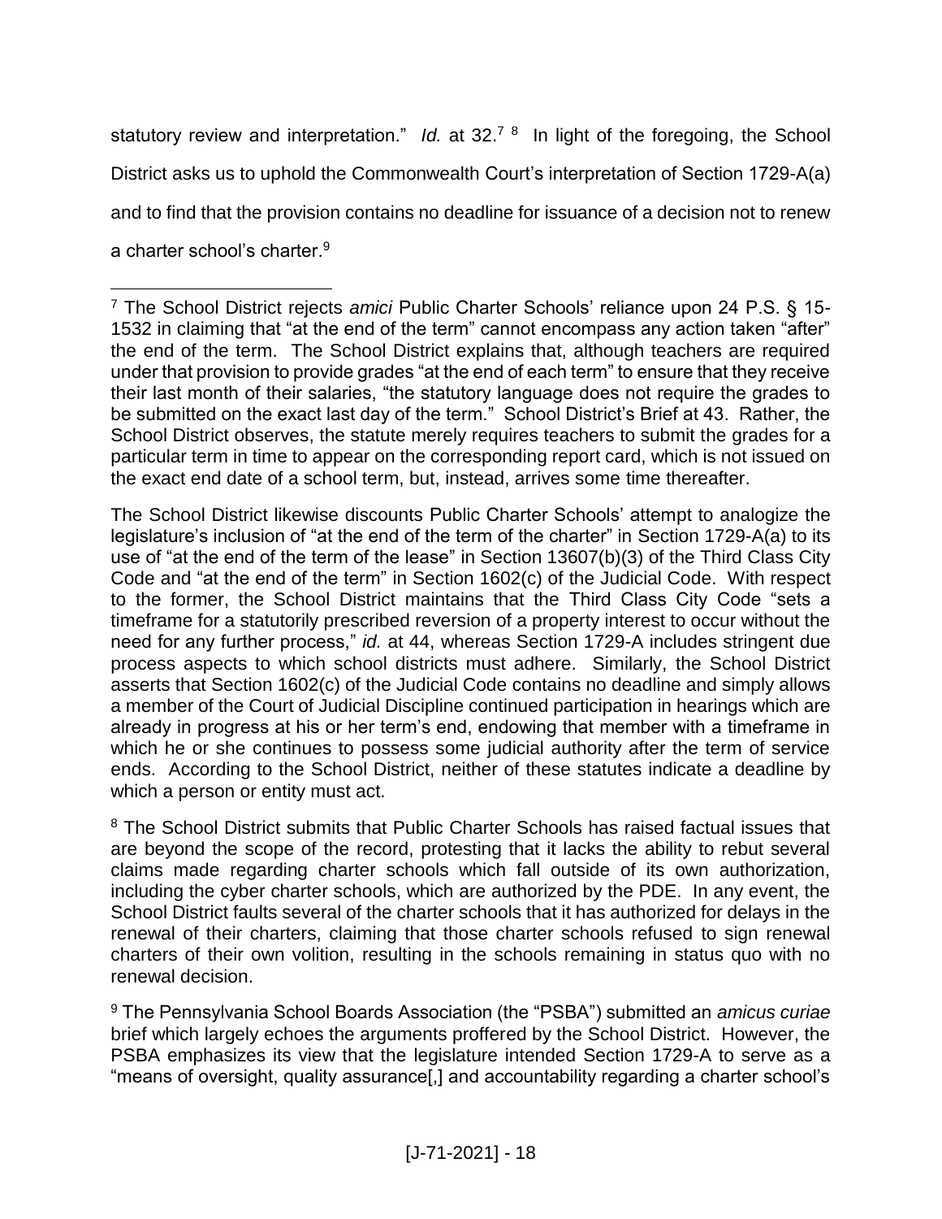statutory review and interpretation." *Id.* at 32.[7] [8] In light of the foregoing, the School District asks us to uphold the Commonwealth Court's interpretation of Section 1729-A(a) and to find that the provision contains no deadline for issuance of a decision not to renew a charter school's charter.[9]

---

[7] The School District rejects *amici* Public Charter Schools' reliance upon 24 P.S. § 15-1532 in claiming that "at the end of the term" cannot encompass any action taken "after" the end of the term. The School District explains that, although teachers are required under that provision to provide grades "at the end of each term" to ensure that they receive their last month of their salaries, "the statutory language does not require the grades to be submitted on the exact last day of the term." School District's Brief at 43. Rather, the School District observes, the statute merely requires teachers to submit the grades for a particular term in time to appear on the corresponding report card, which is not issued on the exact end date of a school term, but, instead, arrives some time thereafter.

The School District likewise discounts Public Charter Schools' attempt to analogize the legislature's inclusion of "at the end of the term of the charter" in Section 1729-A(a) to its use of "at the end of the term of the lease" in Section 13607(b)(3) of the Third Class City Code and "at the end of the term" in Section 1602(c) of the Judicial Code. With respect to the former, the School District maintains that the Third Class City Code "sets a timeframe for a statutorily prescribed reversion of a property interest to occur without the need for any further process," *id.* at 44, whereas Section 1729-A includes stringent due process aspects to which school districts must adhere. Similarly, the School District asserts that Section 1602(c) of the Judicial Code contains no deadline and simply allows a member of the Court of Judicial Discipline continued participation in hearings which are already in progress at his or her term's end, endowing that member with a timeframe in which he or she continues to possess some judicial authority after the term of service ends. According to the School District, neither of these statutes indicate a deadline by which a person or entity must act.

[8] The School District submits that Public Charter Schools has raised factual issues that are beyond the scope of the record, protesting that it lacks the ability to rebut several claims made regarding charter schools which fall outside of its own authorization, including the cyber charter schools, which are authorized by the PDE. In any event, the School District faults several of the charter schools that it has authorized for delays in the renewal of their charters, claiming that those charter schools refused to sign renewal charters of their own volition, resulting in the schools remaining in status quo with no renewal decision.

[9] The Pennsylvania School Boards Association (the "PSBA") submitted an *amicus curiae* brief which largely echoes the arguments proffered by the School District. However, the PSBA emphasizes its view that the legislature intended Section 1729-A to serve as a "means of oversight, quality assurance[,] and accountability regarding a charter school's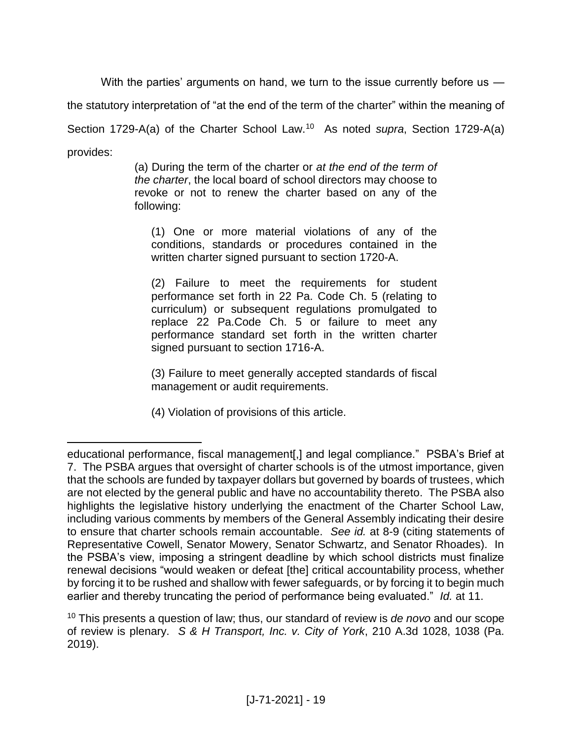With the parties' arguments on hand, we turn to the issue currently before us — the statutory interpretation of "at the end of the term of the charter" within the meaning of Section 1729-A(a) of the Charter School Law.[10] As noted *supra*, Section 1729-A(a) provides:

> (a) During the term of the charter or *at the end of the term of the charter*, the local board of school directors may choose to revoke or not to renew the charter based on any of the following:
>
> (1) One or more material violations of any of the conditions, standards or procedures contained in the written charter signed pursuant to section 1720-A.
>
> (2) Failure to meet the requirements for student performance set forth in 22 Pa. Code Ch. 5 (relating to curriculum) or subsequent regulations promulgated to replace 22 Pa.Code Ch. 5 or failure to meet any performance standard set forth in the written charter signed pursuant to section 1716-A.
>
> (3) Failure to meet generally accepted standards of fiscal management or audit requirements.
>
> (4) Violation of provisions of this article.

---

educational performance, fiscal management[,] and legal compliance." PSBA's Brief at 7. The PSBA argues that oversight of charter schools is of the utmost importance, given that the schools are funded by taxpayer dollars but governed by boards of trustees, which are not elected by the general public and have no accountability thereto. The PSBA also highlights the legislative history underlying the enactment of the Charter School Law, including various comments by members of the General Assembly indicating their desire to ensure that charter schools remain accountable. *See id.* at 8-9 (citing statements of Representative Cowell, Senator Mowery, Senator Schwartz, and Senator Rhoades). In the PSBA's view, imposing a stringent deadline by which school districts must finalize renewal decisions "would weaken or defeat [the] critical accountability process, whether by forcing it to be rushed and shallow with fewer safeguards, or by forcing it to begin much earlier and thereby truncating the period of performance being evaluated." *Id.* at 11.

[10] This presents a question of law; thus, our standard of review is *de novo* and our scope of review is plenary. *S & H Transport, Inc. v. City of York*, 210 A.3d 1028, 1038 (Pa. 2019).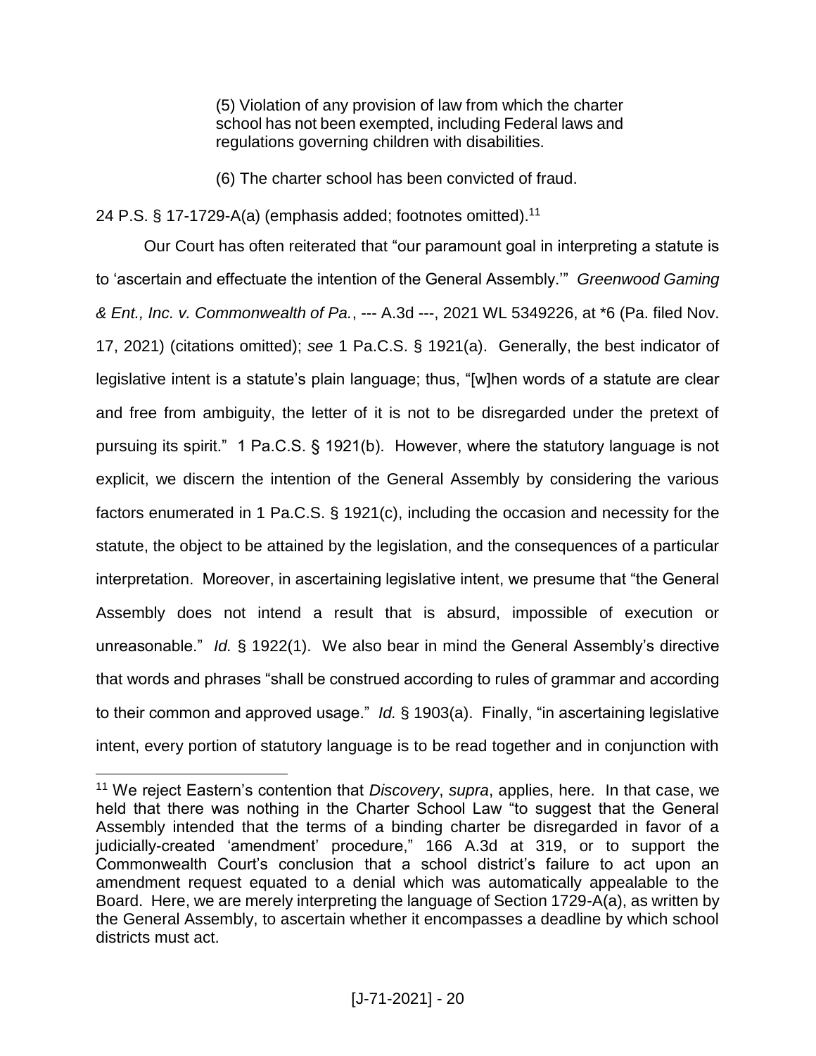> (5) Violation of any provision of law from which the charter school has not been exempted, including Federal laws and regulations governing children with disabilities.
>
> (6) The charter school has been convicted of fraud.

24 P.S. § 17-1729-A(a) (emphasis added; footnotes omitted).[11]

Our Court has often reiterated that "our paramount goal in interpreting a statute is to 'ascertain and effectuate the intention of the General Assembly.'" *Greenwood Gaming & Ent., Inc. v. Commonwealth of Pa.*, --- A.3d ---, 2021 WL 5349226, at *6 (Pa. filed Nov. 17, 2021) (citations omitted); *see* 1 Pa.C.S. § 1921(a). Generally, the best indicator of legislative intent is a statute's plain language; thus, "[w]hen words of a statute are clear and free from ambiguity, the letter of it is not to be disregarded under the pretext of pursuing its spirit." 1 Pa.C.S. § 1921(b). However, where the statutory language is not explicit, we discern the intention of the General Assembly by considering the various factors enumerated in 1 Pa.C.S. § 1921(c), including the occasion and necessity for the statute, the object to be attained by the legislation, and the consequences of a particular interpretation. Moreover, in ascertaining legislative intent, we presume that "the General Assembly does not intend a result that is absurd, impossible of execution or unreasonable." *Id.* § 1922(1). We also bear in mind the General Assembly's directive that words and phrases "shall be construed according to rules of grammar and according to their common and approved usage." *Id.* § 1903(a). Finally, "in ascertaining legislative intent, every portion of statutory language is to be read together and in conjunction with

---

[11] We reject Eastern's contention that *Discovery*, *supra*, applies, here. In that case, we held that there was nothing in the Charter School Law "to suggest that the General Assembly intended that the terms of a binding charter be disregarded in favor of a judicially-created 'amendment' procedure," 166 A.3d at 319, or to support the Commonwealth Court's conclusion that a school district's failure to act upon an amendment request equated to a denial which was automatically appealable to the Board. Here, we are merely interpreting the language of Section 1729-A(a), as written by the General Assembly, to ascertain whether it encompasses a deadline by which school districts must act.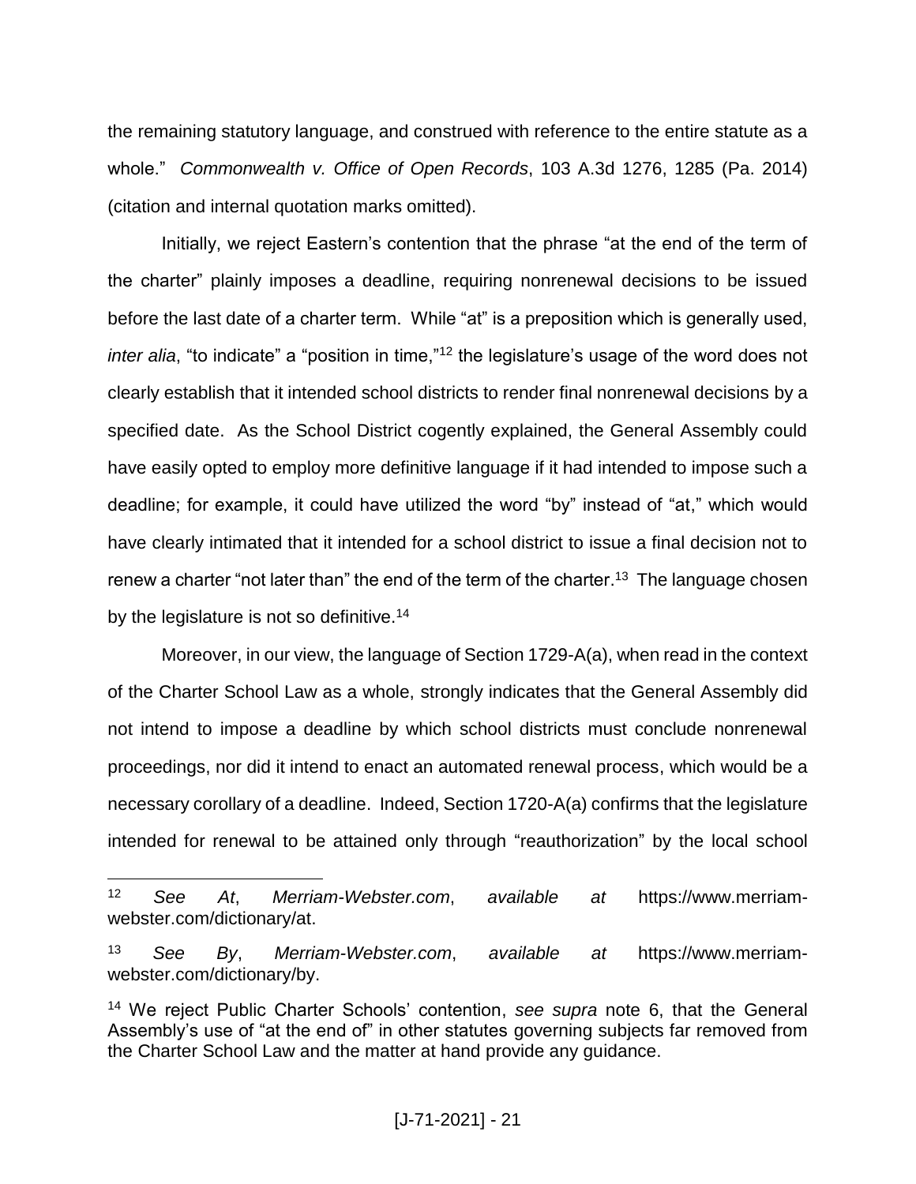the remaining statutory language, and construed with reference to the entire statute as a whole." *Commonwealth v. Office of Open Records*, 103 A.3d 1276, 1285 (Pa. 2014) (citation and internal quotation marks omitted).

Initially, we reject Eastern's contention that the phrase "at the end of the term of the charter" plainly imposes a deadline, requiring nonrenewal decisions to be issued before the last date of a charter term. While "at" is a preposition which is generally used, *inter alia*, "to indicate" a "position in time,"[12] the legislature's usage of the word does not clearly establish that it intended school districts to render final nonrenewal decisions by a specified date. As the School District cogently explained, the General Assembly could have easily opted to employ more definitive language if it had intended to impose such a deadline; for example, it could have utilized the word "by" instead of "at," which would have clearly intimated that it intended for a school district to issue a final decision not to renew a charter "not later than" the end of the term of the charter.[13] The language chosen by the legislature is not so definitive.[14]

Moreover, in our view, the language of Section 1729-A(a), when read in the context of the Charter School Law as a whole, strongly indicates that the General Assembly did not intend to impose a deadline by which school districts must conclude nonrenewal proceedings, nor did it intend to enact an automated renewal process, which would be a necessary corollary of a deadline. Indeed, Section 1720-A(a) confirms that the legislature intended for renewal to be attained only through "reauthorization" by the local school

---

[12] *See At*, *Merriam-Webster.com*, *available at* https://www.merriam-webster.com/dictionary/at.

[13] *See By*, *Merriam-Webster.com*, *available at* https://www.merriam-webster.com/dictionary/by.

[14] We reject Public Charter Schools' contention, *see supra* note 6, that the General Assembly's use of "at the end of" in other statutes governing subjects far removed from the Charter School Law and the matter at hand provide any guidance.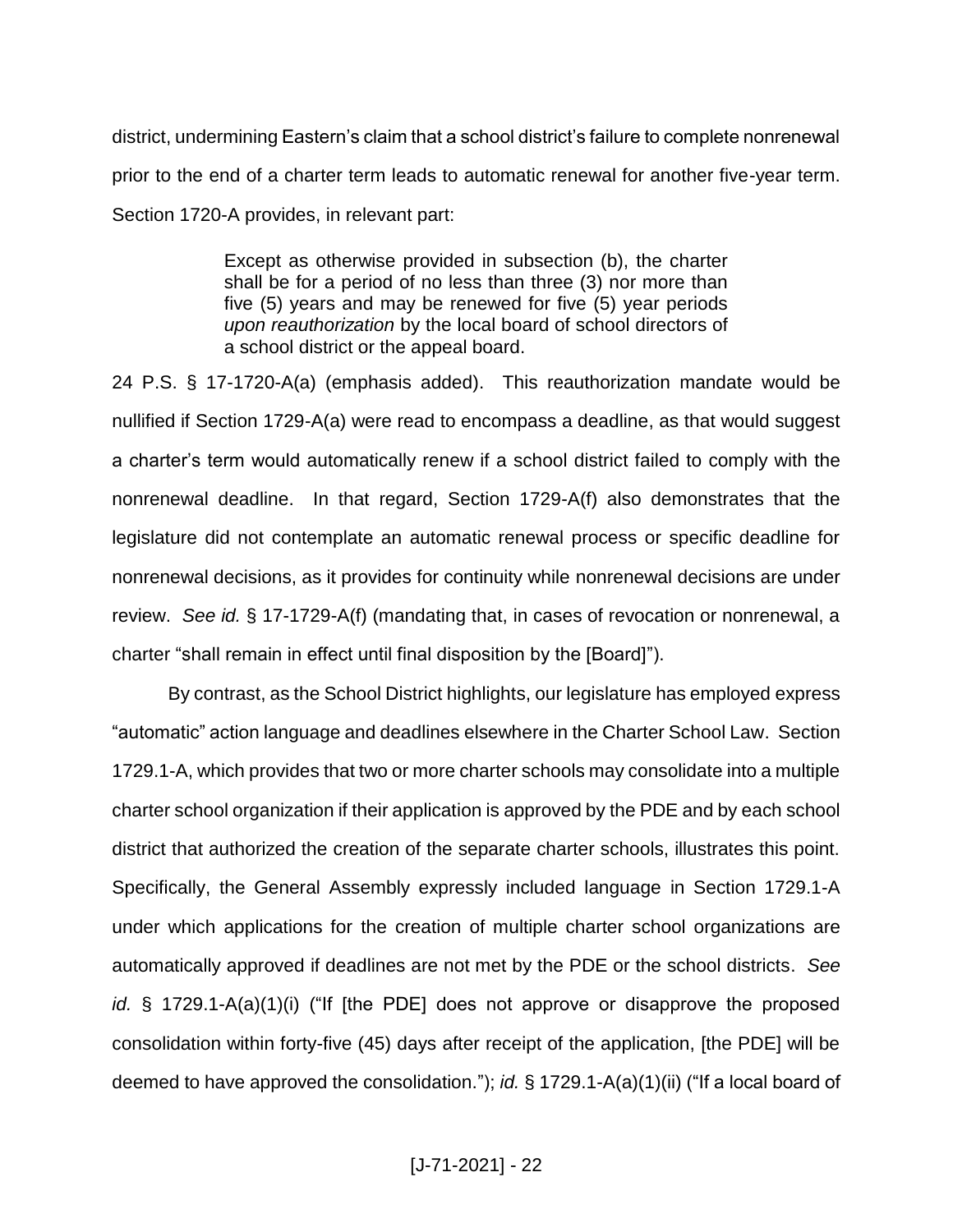district, undermining Eastern's claim that a school district's failure to complete nonrenewal prior to the end of a charter term leads to automatic renewal for another five-year term. Section 1720-A provides, in relevant part:

> Except as otherwise provided in subsection (b), the charter shall be for a period of no less than three (3) nor more than five (5) years and may be renewed for five (5) year periods *upon reauthorization* by the local board of school directors of a school district or the appeal board.

24 P.S. § 17-1720-A(a) (emphasis added). This reauthorization mandate would be nullified if Section 1729-A(a) were read to encompass a deadline, as that would suggest a charter's term would automatically renew if a school district failed to comply with the nonrenewal deadline. In that regard, Section 1729-A(f) also demonstrates that the legislature did not contemplate an automatic renewal process or specific deadline for nonrenewal decisions, as it provides for continuity while nonrenewal decisions are under review. *See id.* § 17-1729-A(f) (mandating that, in cases of revocation or nonrenewal, a charter "shall remain in effect until final disposition by the [Board]").

By contrast, as the School District highlights, our legislature has employed express "automatic" action language and deadlines elsewhere in the Charter School Law. Section 1729.1-A, which provides that two or more charter schools may consolidate into a multiple charter school organization if their application is approved by the PDE and by each school district that authorized the creation of the separate charter schools, illustrates this point. Specifically, the General Assembly expressly included language in Section 1729.1-A under which applications for the creation of multiple charter school organizations are automatically approved if deadlines are not met by the PDE or the school districts. *See id.* § 1729.1-A(a)(1)(i) ("If [the PDE] does not approve or disapprove the proposed consolidation within forty-five (45) days after receipt of the application, [the PDE] will be deemed to have approved the consolidation."); *id.* § 1729.1-A(a)(1)(ii) ("If a local board of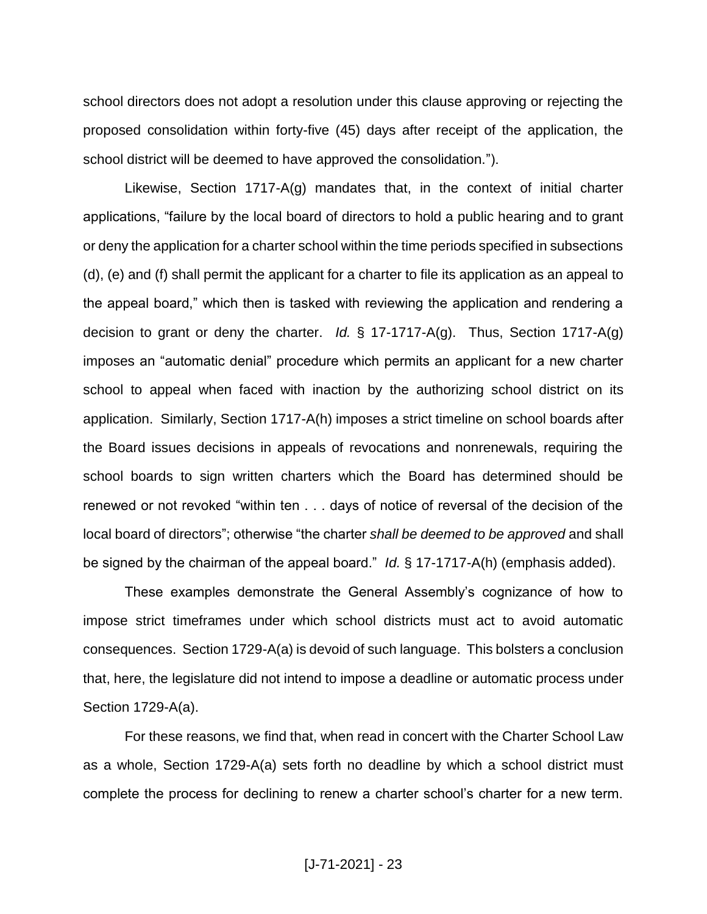school directors does not adopt a resolution under this clause approving or rejecting the proposed consolidation within forty-five (45) days after receipt of the application, the school district will be deemed to have approved the consolidation.").

Likewise, Section 1717-A(g) mandates that, in the context of initial charter applications, "failure by the local board of directors to hold a public hearing and to grant or deny the application for a charter school within the time periods specified in subsections (d), (e) and (f) shall permit the applicant for a charter to file its application as an appeal to the appeal board," which then is tasked with reviewing the application and rendering a decision to grant or deny the charter. *Id.* § 17-1717-A(g). Thus, Section 1717-A(g) imposes an "automatic denial" procedure which permits an applicant for a new charter school to appeal when faced with inaction by the authorizing school district on its application. Similarly, Section 1717-A(h) imposes a strict timeline on school boards after the Board issues decisions in appeals of revocations and nonrenewals, requiring the school boards to sign written charters which the Board has determined should be renewed or not revoked "within ten . . . days of notice of reversal of the decision of the local board of directors"; otherwise "the charter *shall be deemed to be approved* and shall be signed by the chairman of the appeal board." *Id.* § 17-1717-A(h) (emphasis added).

These examples demonstrate the General Assembly's cognizance of how to impose strict timeframes under which school districts must act to avoid automatic consequences. Section 1729-A(a) is devoid of such language. This bolsters a conclusion that, here, the legislature did not intend to impose a deadline or automatic process under Section 1729-A(a).

For these reasons, we find that, when read in concert with the Charter School Law as a whole, Section 1729-A(a) sets forth no deadline by which a school district must complete the process for declining to renew a charter school's charter for a new term.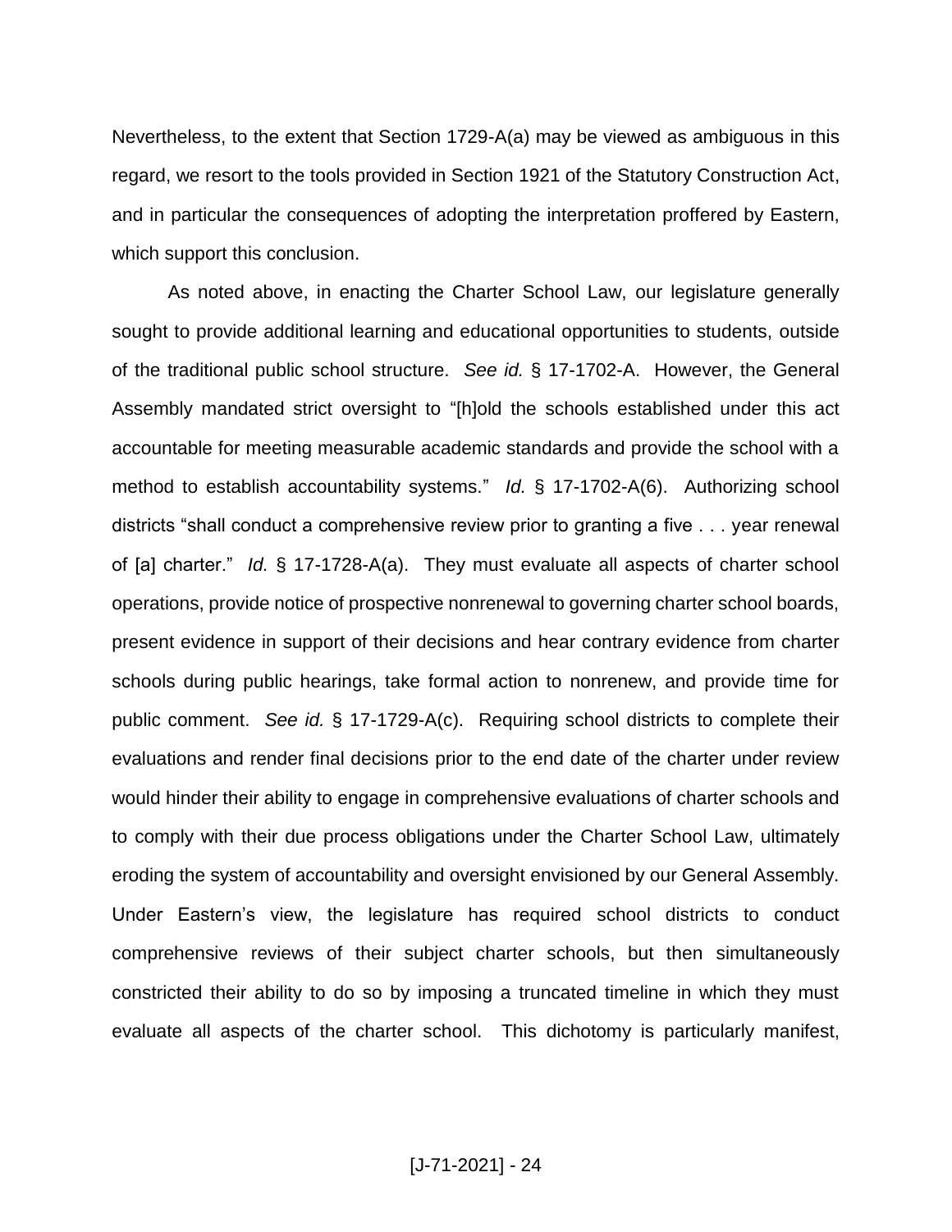Nevertheless, to the extent that Section 1729-A(a) may be viewed as ambiguous in this regard, we resort to the tools provided in Section 1921 of the Statutory Construction Act, and in particular the consequences of adopting the interpretation proffered by Eastern, which support this conclusion.

As noted above, in enacting the Charter School Law, our legislature generally sought to provide additional learning and educational opportunities to students, outside of the traditional public school structure. *See id.* § 17-1702-A. However, the General Assembly mandated strict oversight to "[h]old the schools established under this act accountable for meeting measurable academic standards and provide the school with a method to establish accountability systems." *Id.* § 17-1702-A(6). Authorizing school districts "shall conduct a comprehensive review prior to granting a five . . . year renewal of [a] charter." *Id.* § 17-1728-A(a). They must evaluate all aspects of charter school operations, provide notice of prospective nonrenewal to governing charter school boards, present evidence in support of their decisions and hear contrary evidence from charter schools during public hearings, take formal action to nonrenew, and provide time for public comment. *See id.* § 17-1729-A(c). Requiring school districts to complete their evaluations and render final decisions prior to the end date of the charter under review would hinder their ability to engage in comprehensive evaluations of charter schools and to comply with their due process obligations under the Charter School Law, ultimately eroding the system of accountability and oversight envisioned by our General Assembly. Under Eastern's view, the legislature has required school districts to conduct comprehensive reviews of their subject charter schools, but then simultaneously constricted their ability to do so by imposing a truncated timeline in which they must evaluate all aspects of the charter school. This dichotomy is particularly manifest,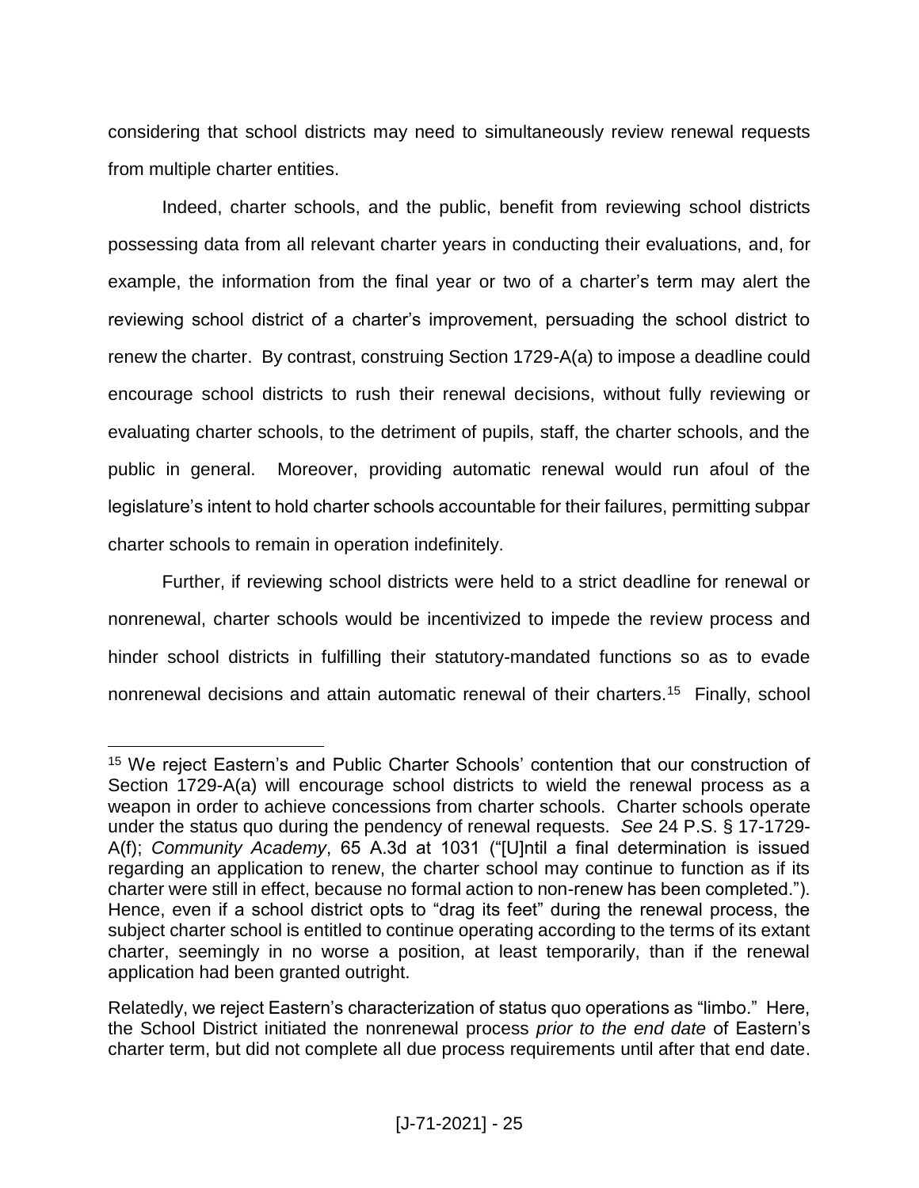considering that school districts may need to simultaneously review renewal requests from multiple charter entities.

Indeed, charter schools, and the public, benefit from reviewing school districts possessing data from all relevant charter years in conducting their evaluations, and, for example, the information from the final year or two of a charter's term may alert the reviewing school district of a charter's improvement, persuading the school district to renew the charter. By contrast, construing Section 1729-A(a) to impose a deadline could encourage school districts to rush their renewal decisions, without fully reviewing or evaluating charter schools, to the detriment of pupils, staff, the charter schools, and the public in general. Moreover, providing automatic renewal would run afoul of the legislature's intent to hold charter schools accountable for their failures, permitting subpar charter schools to remain in operation indefinitely.

Further, if reviewing school districts were held to a strict deadline for renewal or nonrenewal, charter schools would be incentivized to impede the review process and hinder school districts in fulfilling their statutory-mandated functions so as to evade nonrenewal decisions and attain automatic renewal of their charters.[15] Finally, school

---

[15] We reject Eastern's and Public Charter Schools' contention that our construction of Section 1729-A(a) will encourage school districts to wield the renewal process as a weapon in order to achieve concessions from charter schools. Charter schools operate under the status quo during the pendency of renewal requests. *See* 24 P.S. § 17-1729-A(f); *Community Academy*, 65 A.3d at 1031 ("[U]ntil a final determination is issued regarding an application to renew, the charter school may continue to function as if its charter were still in effect, because no formal action to non-renew has been completed."). Hence, even if a school district opts to "drag its feet" during the renewal process, the subject charter school is entitled to continue operating according to the terms of its extant charter, seemingly in no worse a position, at least temporarily, than if the renewal application had been granted outright.

Relatedly, we reject Eastern's characterization of status quo operations as "limbo." Here, the School District initiated the nonrenewal process *prior to the end date* of Eastern's charter term, but did not complete all due process requirements until after that end date.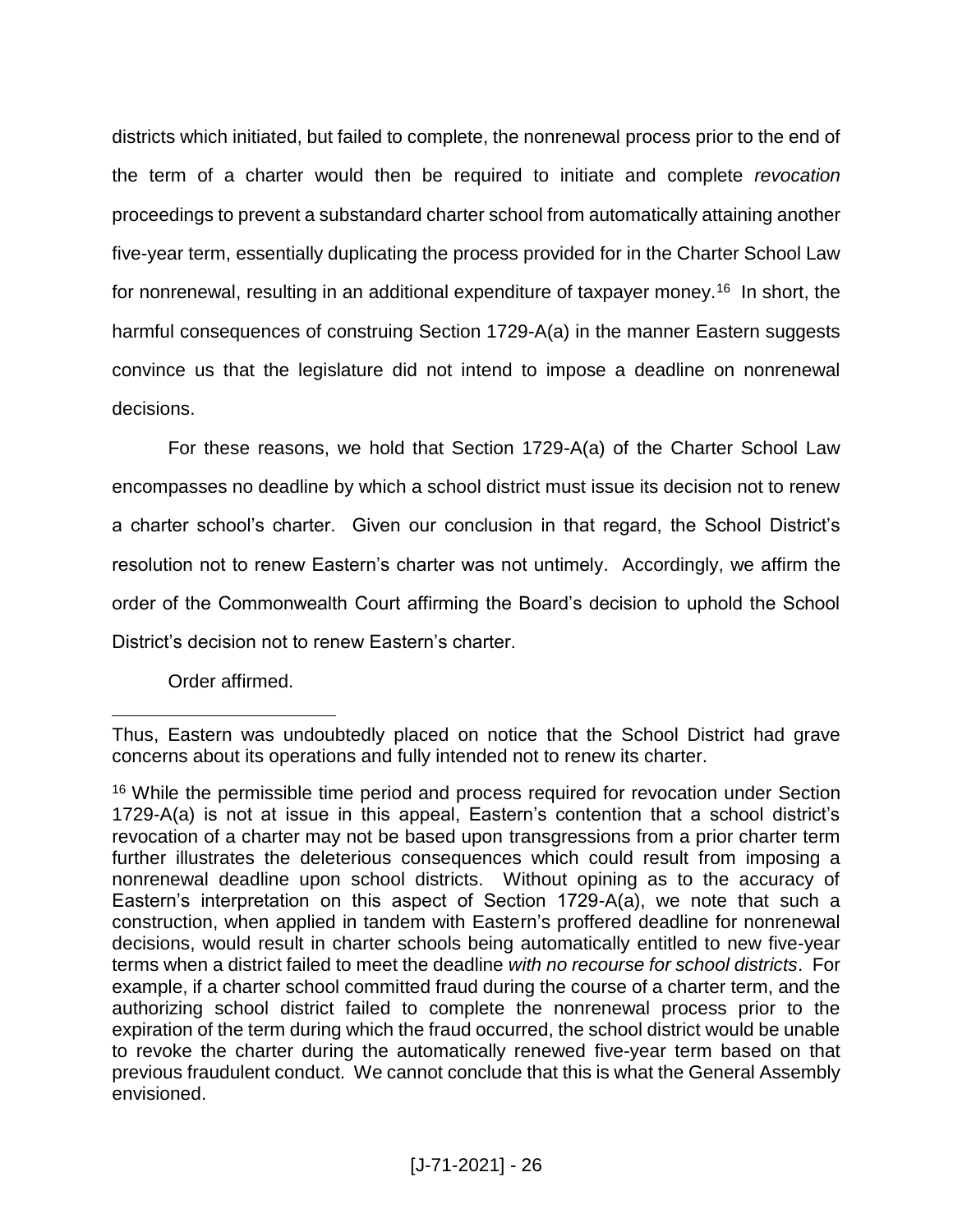districts which initiated, but failed to complete, the nonrenewal process prior to the end of the term of a charter would then be required to initiate and complete *revocation* proceedings to prevent a substandard charter school from automatically attaining another five-year term, essentially duplicating the process provided for in the Charter School Law for nonrenewal, resulting in an additional expenditure of taxpayer money.[16] In short, the harmful consequences of construing Section 1729-A(a) in the manner Eastern suggests convince us that the legislature did not intend to impose a deadline on nonrenewal decisions.

For these reasons, we hold that Section 1729-A(a) of the Charter School Law encompasses no deadline by which a school district must issue its decision not to renew a charter school's charter. Given our conclusion in that regard, the School District's resolution not to renew Eastern's charter was not untimely. Accordingly, we affirm the order of the Commonwealth Court affirming the Board's decision to uphold the School District's decision not to renew Eastern's charter.

Order affirmed.

---

Thus, Eastern was undoubtedly placed on notice that the School District had grave concerns about its operations and fully intended not to renew its charter.

[16] While the permissible time period and process required for revocation under Section 1729-A(a) is not at issue in this appeal, Eastern's contention that a school district's revocation of a charter may not be based upon transgressions from a prior charter term further illustrates the deleterious consequences which could result from imposing a nonrenewal deadline upon school districts. Without opining as to the accuracy of Eastern's interpretation on this aspect of Section 1729-A(a), we note that such a construction, when applied in tandem with Eastern's proffered deadline for nonrenewal decisions, would result in charter schools being automatically entitled to new five-year terms when a district failed to meet the deadline *with no recourse for school districts*. For example, if a charter school committed fraud during the course of a charter term, and the authorizing school district failed to complete the nonrenewal process prior to the expiration of the term during which the fraud occurred, the school district would be unable to revoke the charter during the automatically renewed five-year term based on that previous fraudulent conduct. We cannot conclude that this is what the General Assembly envisioned.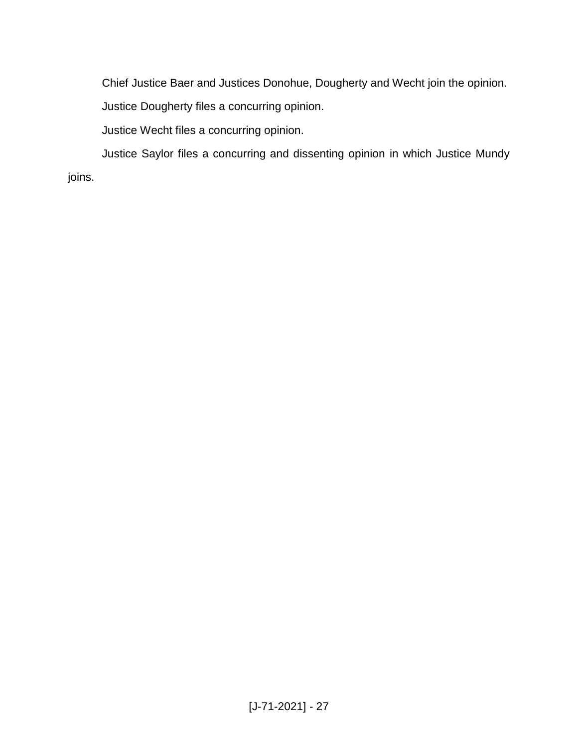Chief Justice Baer and Justices Donohue, Dougherty and Wecht join the opinion.

Justice Dougherty files a concurring opinion.

Justice Wecht files a concurring opinion.

Justice Saylor files a concurring and dissenting opinion in which Justice Mundy joins.